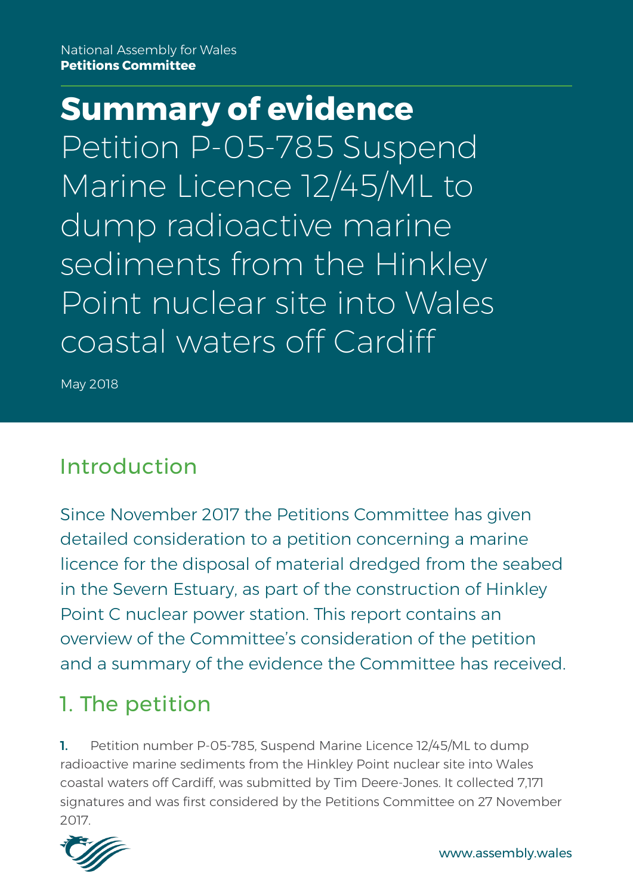National Assembly for Wales
**Petitions Committee**

# Summary of evidence

# Petition P-05-785 Suspend Marine Licence 12/45/ML to dump radioactive marine sediments from the Hinkley Point nuclear site into Wales coastal waters off Cardiff

May 2018

## Introduction

Since November 2017 the Petitions Committee has given detailed consideration to a petition concerning a marine licence for the disposal of material dredged from the seabed in the Severn Estuary, as part of the construction of Hinkley Point C nuclear power station. This report contains an overview of the Committee's consideration of the petition and a summary of the evidence the Committee has received.

## 1. The petition

**1.** Petition number P-05-785, Suspend Marine Licence 12/45/ML to dump radioactive marine sediments from the Hinkley Point nuclear site into Wales coastal waters off Cardiff, was submitted by Tim Deere-Jones. It collected 7,171 signatures and was first considered by the Petitions Committee on 27 November 2017.

www.assembly.wales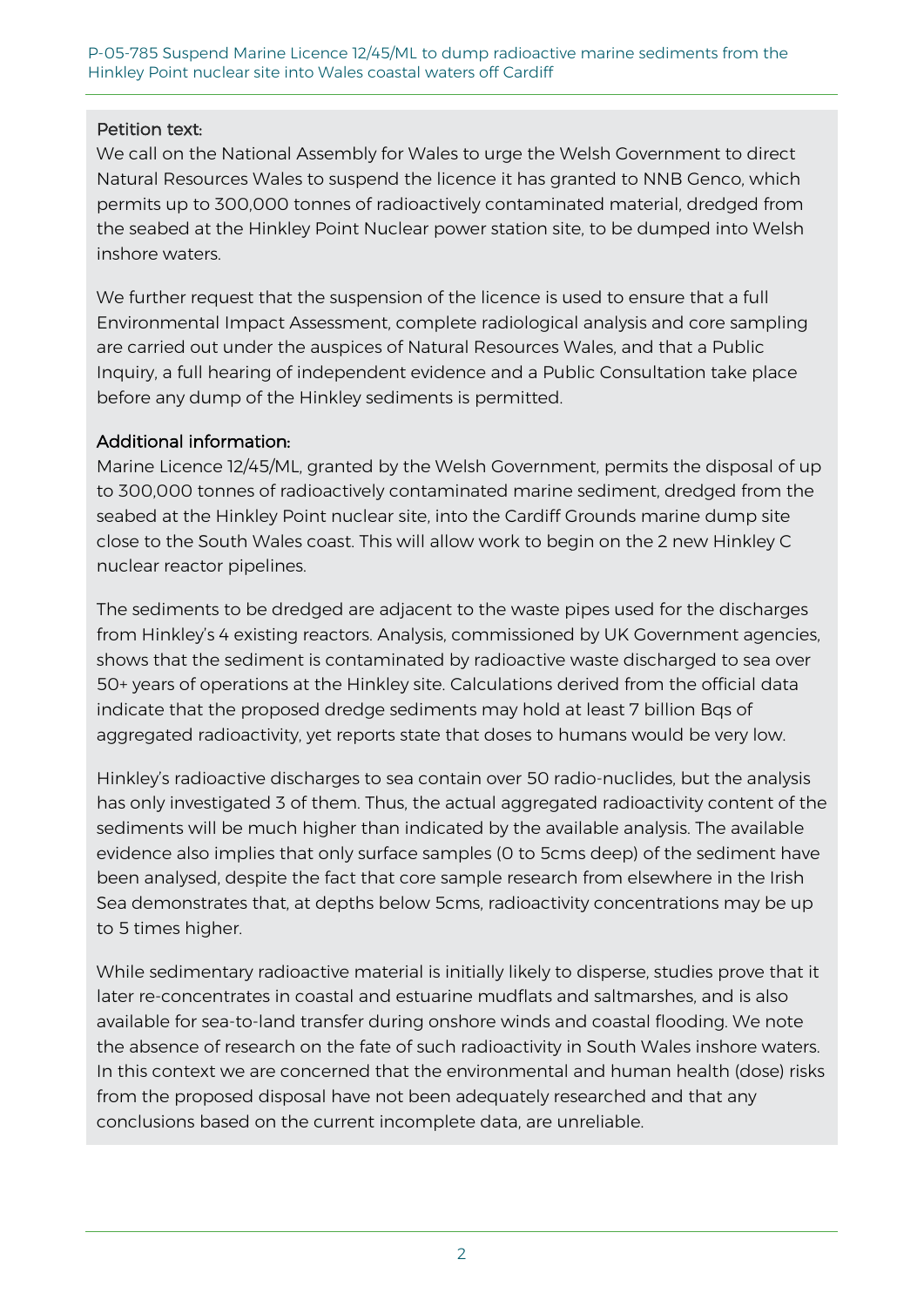## Petition text:

We call on the National Assembly for Wales to urge the Welsh Government to direct Natural Resources Wales to suspend the licence it has granted to NNB Genco, which permits up to 300,000 tonnes of radioactively contaminated material, dredged from the seabed at the Hinkley Point Nuclear power station site, to be dumped into Welsh inshore waters.

We further request that the suspension of the licence is used to ensure that a full Environmental Impact Assessment, complete radiological analysis and core sampling are carried out under the auspices of Natural Resources Wales, and that a Public Inquiry, a full hearing of independent evidence and a Public Consultation take place before any dump of the Hinkley sediments is permitted.

## Additional information:

Marine Licence 12/45/ML, granted by the Welsh Government, permits the disposal of up to 300,000 tonnes of radioactively contaminated marine sediment, dredged from the seabed at the Hinkley Point nuclear site, into the Cardiff Grounds marine dump site close to the South Wales coast. This will allow work to begin on the 2 new Hinkley C nuclear reactor pipelines.

The sediments to be dredged are adjacent to the waste pipes used for the discharges from Hinkley's 4 existing reactors. Analysis, commissioned by UK Government agencies, shows that the sediment is contaminated by radioactive waste discharged to sea over 50+ years of operations at the Hinkley site. Calculations derived from the official data indicate that the proposed dredge sediments may hold at least 7 billion Bqs of aggregated radioactivity, yet reports state that doses to humans would be very low.

Hinkley's radioactive discharges to sea contain over 50 radio-nuclides, but the analysis has only investigated 3 of them. Thus, the actual aggregated radioactivity content of the sediments will be much higher than indicated by the available analysis. The available evidence also implies that only surface samples (0 to 5cms deep) of the sediment have been analysed, despite the fact that core sample research from elsewhere in the Irish Sea demonstrates that, at depths below 5cms, radioactivity concentrations may be up to 5 times higher.

While sedimentary radioactive material is initially likely to disperse, studies prove that it later re-concentrates in coastal and estuarine mudflats and saltmarshes, and is also available for sea-to-land transfer during onshore winds and coastal flooding. We note the absence of research on the fate of such radioactivity in South Wales inshore waters. In this context we are concerned that the environmental and human health (dose) risks from the proposed disposal have not been adequately researched and that any conclusions based on the current incomplete data, are unreliable.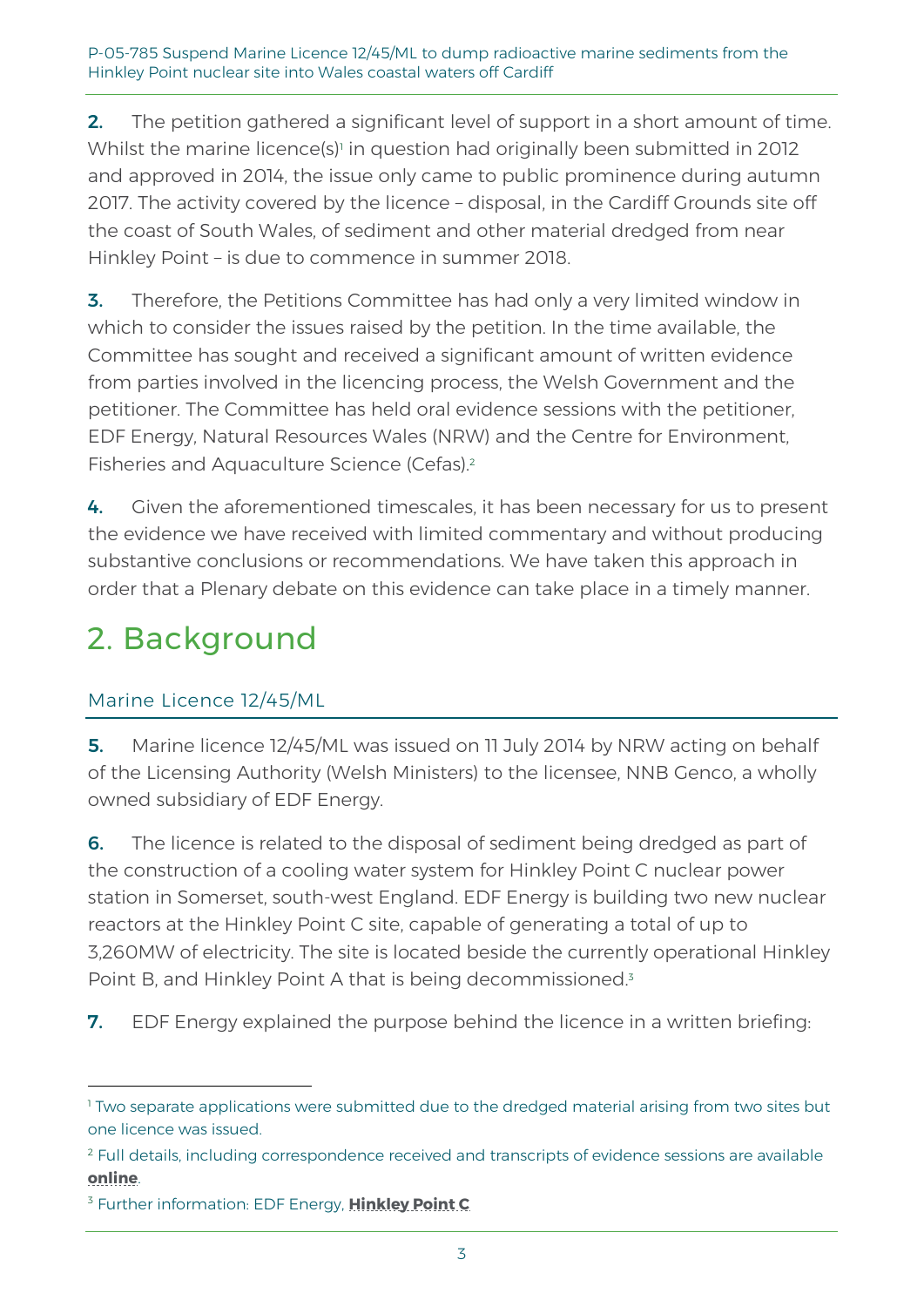**2.** The petition gathered a significant level of support in a short amount of time. Whilst the marine licence(s)[1] in question had originally been submitted in 2012 and approved in 2014, the issue only came to public prominence during autumn 2017. The activity covered by the licence – disposal, in the Cardiff Grounds site off the coast of South Wales, of sediment and other material dredged from near Hinkley Point – is due to commence in summer 2018.

**3.** Therefore, the Petitions Committee has had only a very limited window in which to consider the issues raised by the petition. In the time available, the Committee has sought and received a significant amount of written evidence from parties involved in the licencing process, the Welsh Government and the petitioner. The Committee has held oral evidence sessions with the petitioner, EDF Energy, Natural Resources Wales (NRW) and the Centre for Environment, Fisheries and Aquaculture Science (Cefas).[2]

**4.** Given the aforementioned timescales, it has been necessary for us to present the evidence we have received with limited commentary and without producing substantive conclusions or recommendations. We have taken this approach in order that a Plenary debate on this evidence can take place in a timely manner.

# 2. Background

## Marine Licence 12/45/ML

**5.** Marine licence 12/45/ML was issued on 11 July 2014 by NRW acting on behalf of the Licensing Authority (Welsh Ministers) to the licensee, NNB Genco, a wholly owned subsidiary of EDF Energy.

**6.** The licence is related to the disposal of sediment being dredged as part of the construction of a cooling water system for Hinkley Point C nuclear power station in Somerset, south-west England. EDF Energy is building two new nuclear reactors at the Hinkley Point C site, capable of generating a total of up to 3,260MW of electricity. The site is located beside the currently operational Hinkley Point B, and Hinkley Point A that is being decommissioned.[3]

**7.** EDF Energy explained the purpose behind the licence in a written briefing:

---

[1] Two separate applications were submitted due to the dredged material arising from two sites but one licence was issued.

[2] Full details, including correspondence received and transcripts of evidence sessions are available **online**.

[3] Further information: EDF Energy, **Hinkley Point C**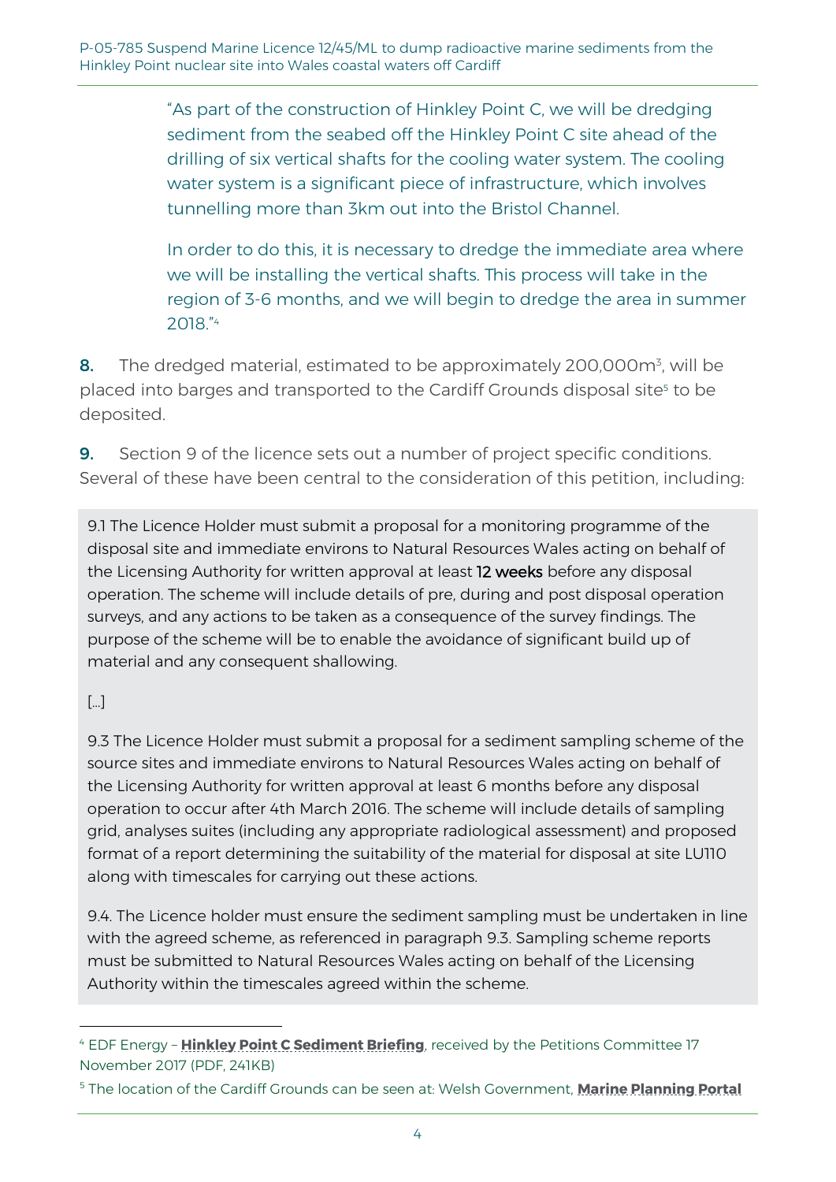> "As part of the construction of Hinkley Point C, we will be dredging sediment from the seabed off the Hinkley Point C site ahead of the drilling of six vertical shafts for the cooling water system. The cooling water system is a significant piece of infrastructure, which involves tunnelling more than 3km out into the Bristol Channel.
>
> In order to do this, it is necessary to dredge the immediate area where we will be installing the vertical shafts. This process will take in the region of 3-6 months, and we will begin to dredge the area in summer 2018."[4]

**8.** The dredged material, estimated to be approximately 200,000m$^3$, will be placed into barges and transported to the Cardiff Grounds disposal site[5] to be deposited.

**9.** Section 9 of the licence sets out a number of project specific conditions. Several of these have been central to the consideration of this petition, including:

> 9.1 The Licence Holder must submit a proposal for a monitoring programme of the disposal site and immediate environs to Natural Resources Wales acting on behalf of the Licensing Authority for written approval at least 12 weeks before any disposal operation. The scheme will include details of pre, during and post disposal operation surveys, and any actions to be taken as a consequence of the survey findings. The purpose of the scheme will be to enable the avoidance of significant build up of material and any consequent shallowing.
>
> [...]
>
> 9.3 The Licence Holder must submit a proposal for a sediment sampling scheme of the source sites and immediate environs to Natural Resources Wales acting on behalf of the Licensing Authority for written approval at least 6 months before any disposal operation to occur after 4th March 2016. The scheme will include details of sampling grid, analyses suites (including any appropriate radiological assessment) and proposed format of a report determining the suitability of the material for disposal at site LU110 along with timescales for carrying out these actions.
>
> 9.4. The Licence holder must ensure the sediment sampling must be undertaken in line with the agreed scheme, as referenced in paragraph 9.3. Sampling scheme reports must be submitted to Natural Resources Wales acting on behalf of the Licensing Authority within the timescales agreed within the scheme.

---

[4] EDF Energy – **Hinkley Point C Sediment Briefing**, received by the Petitions Committee 17 November 2017 (PDF, 241KB)

[5] The location of the Cardiff Grounds can be seen at: Welsh Government, **Marine Planning Portal**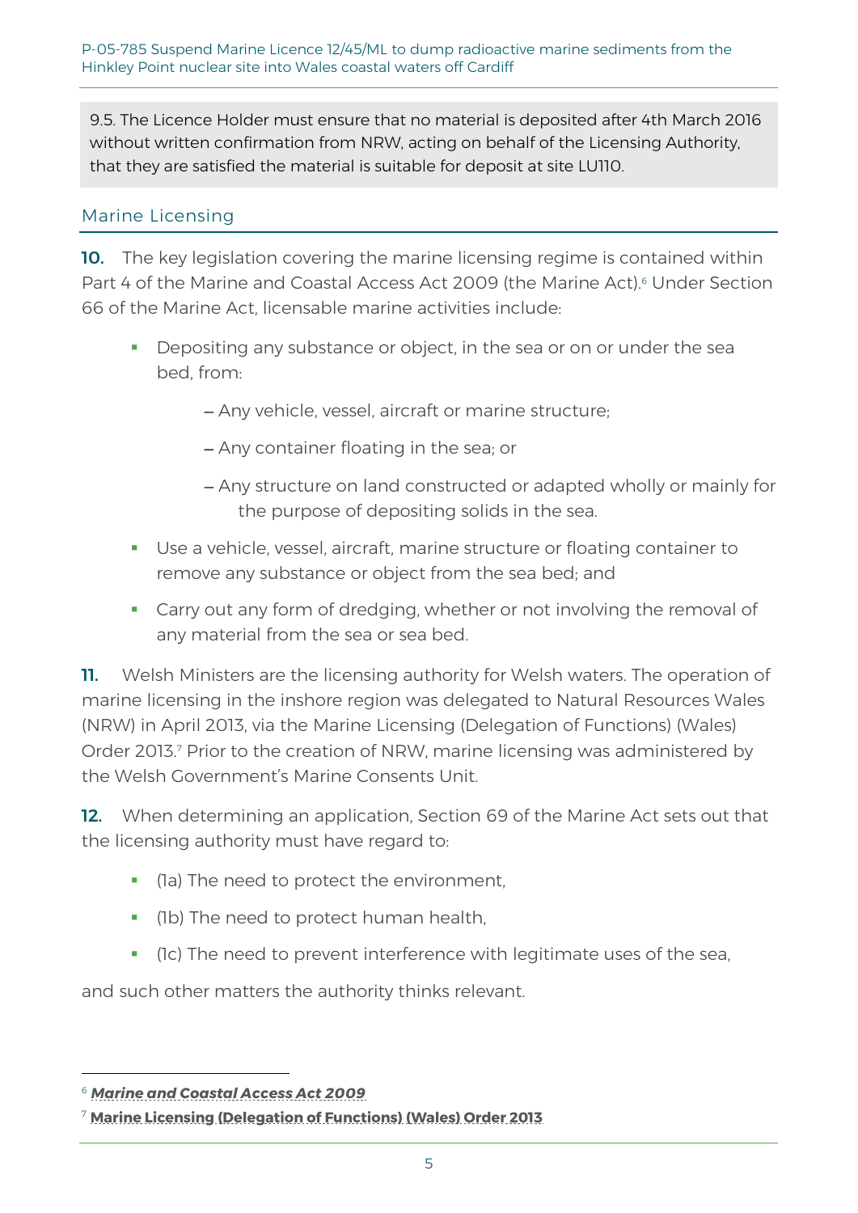> 9.5. The Licence Holder must ensure that no material is deposited after 4th March 2016 without written confirmation from NRW, acting on behalf of the Licensing Authority, that they are satisfied the material is suitable for deposit at site LU110.

## Marine Licensing

**10.** The key legislation covering the marine licensing regime is contained within Part 4 of the Marine and Coastal Access Act 2009 (the Marine Act).[6] Under Section 66 of the Marine Act, licensable marine activities include:

- Depositing any substance or object, in the sea or on or under the sea bed, from:
  - Any vehicle, vessel, aircraft or marine structure;
  - Any container floating in the sea; or
  - Any structure on land constructed or adapted wholly or mainly for the purpose of depositing solids in the sea.
- Use a vehicle, vessel, aircraft, marine structure or floating container to remove any substance or object from the sea bed; and
- Carry out any form of dredging, whether or not involving the removal of any material from the sea or sea bed.

**11.** Welsh Ministers are the licensing authority for Welsh waters. The operation of marine licensing in the inshore region was delegated to Natural Resources Wales (NRW) in April 2013, via the Marine Licensing (Delegation of Functions) (Wales) Order 2013.[7] Prior to the creation of NRW, marine licensing was administered by the Welsh Government's Marine Consents Unit.

**12.** When determining an application, Section 69 of the Marine Act sets out that the licensing authority must have regard to:

- (1a) The need to protect the environment,
- (1b) The need to protect human health,
- (1c) The need to prevent interference with legitimate uses of the sea,

and such other matters the authority thinks relevant.

---

[6] ***Marine and Coastal Access Act 2009***

[7] **Marine Licensing (Delegation of Functions) (Wales) Order 2013**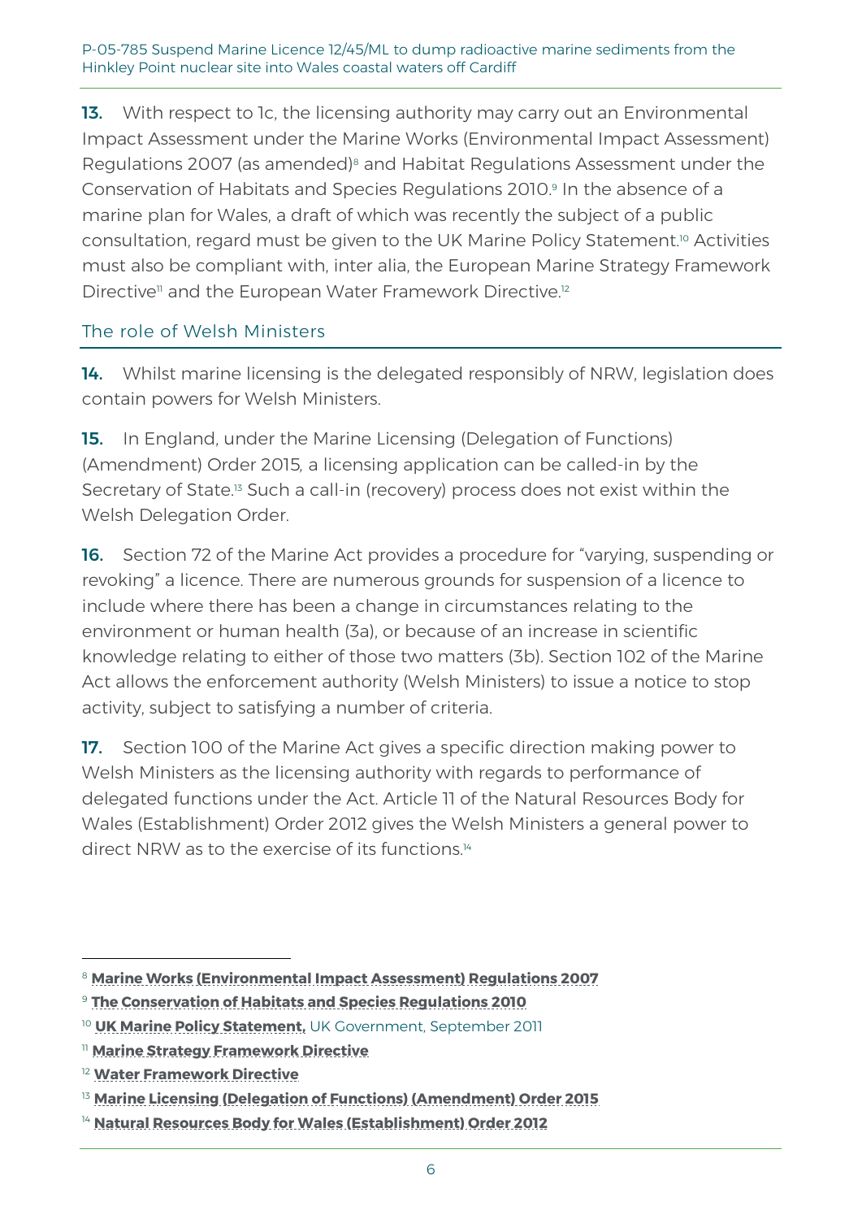**13.** With respect to 1c, the licensing authority may carry out an Environmental Impact Assessment under the Marine Works (Environmental Impact Assessment) Regulations 2007 (as amended)[8] and Habitat Regulations Assessment under the Conservation of Habitats and Species Regulations 2010.[9] In the absence of a marine plan for Wales, a draft of which was recently the subject of a public consultation, regard must be given to the UK Marine Policy Statement.[10] Activities must also be compliant with, inter alia, the European Marine Strategy Framework Directive[11] and the European Water Framework Directive.[12]

## The role of Welsh Ministers

**14.** Whilst marine licensing is the delegated responsibly of NRW, legislation does contain powers for Welsh Ministers.

**15.** In England, under the Marine Licensing (Delegation of Functions) (Amendment) Order 2015, a licensing application can be called-in by the Secretary of State.[13] Such a call-in (recovery) process does not exist within the Welsh Delegation Order.

**16.** Section 72 of the Marine Act provides a procedure for "varying, suspending or revoking" a licence. There are numerous grounds for suspension of a licence to include where there has been a change in circumstances relating to the environment or human health (3a), or because of an increase in scientific knowledge relating to either of those two matters (3b). Section 102 of the Marine Act allows the enforcement authority (Welsh Ministers) to issue a notice to stop activity, subject to satisfying a number of criteria.

**17.** Section 100 of the Marine Act gives a specific direction making power to Welsh Ministers as the licensing authority with regards to performance of delegated functions under the Act. Article 11 of the Natural Resources Body for Wales (Establishment) Order 2012 gives the Welsh Ministers a general power to direct NRW as to the exercise of its functions.[14]

---

[8] **Marine Works (Environmental Impact Assessment) Regulations 2007**

[9] **The Conservation of Habitats and Species Regulations 2010**

[10] **UK Marine Policy Statement,** UK Government, September 2011

[11] **Marine Strategy Framework Directive**

[12] **Water Framework Directive**

[13] **Marine Licensing (Delegation of Functions) (Amendment) Order 2015**

[14] **Natural Resources Body for Wales (Establishment) Order 2012**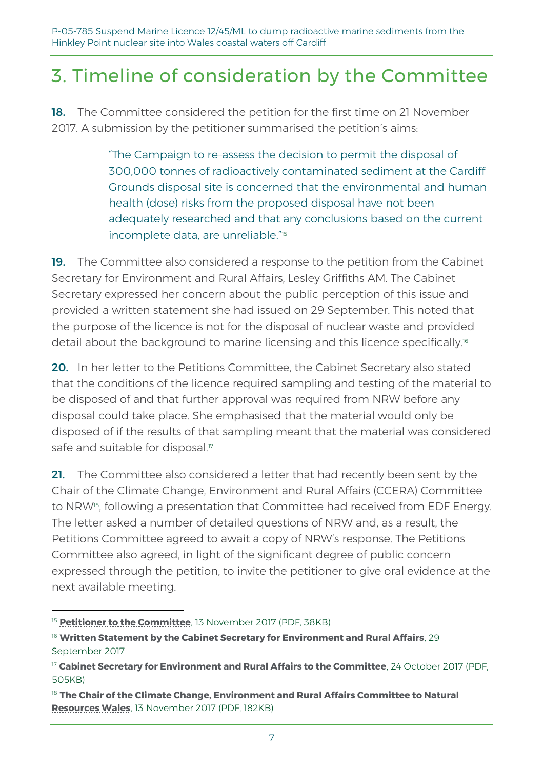# 3. Timeline of consideration by the Committee

**18.** The Committee considered the petition for the first time on 21 November 2017. A submission by the petitioner summarised the petition's aims:

> "The Campaign to re-assess the decision to permit the disposal of 300,000 tonnes of radioactively contaminated sediment at the Cardiff Grounds disposal site is concerned that the environmental and human health (dose) risks from the proposed disposal have not been adequately researched and that any conclusions based on the current incomplete data, are unreliable."[15]

**19.** The Committee also considered a response to the petition from the Cabinet Secretary for Environment and Rural Affairs, Lesley Griffiths AM. The Cabinet Secretary expressed her concern about the public perception of this issue and provided a written statement she had issued on 29 September. This noted that the purpose of the licence is not for the disposal of nuclear waste and provided detail about the background to marine licensing and this licence specifically.[16]

**20.** In her letter to the Petitions Committee, the Cabinet Secretary also stated that the conditions of the licence required sampling and testing of the material to be disposed of and that further approval was required from NRW before any disposal could take place. She emphasised that the material would only be disposed of if the results of that sampling meant that the material was considered safe and suitable for disposal.[17]

**21.** The Committee also considered a letter that had recently been sent by the Chair of the Climate Change, Environment and Rural Affairs (CCERA) Committee to NRW[18], following a presentation that Committee had received from EDF Energy. The letter asked a number of detailed questions of NRW and, as a result, the Petitions Committee agreed to await a copy of NRW's response. The Petitions Committee also agreed, in light of the significant degree of public concern expressed through the petition, to invite the petitioner to give oral evidence at the next available meeting.

---

[15] **Petitioner to the Committee**, 13 November 2017 (PDF, 38KB)

[16] **Written Statement by the Cabinet Secretary for Environment and Rural Affairs**, 29 September 2017

[17] **Cabinet Secretary for Environment and Rural Affairs to the Committee**, 24 October 2017 (PDF, 505KB)

[18] **The Chair of the Climate Change, Environment and Rural Affairs Committee to Natural Resources Wales**, 13 November 2017 (PDF, 182KB)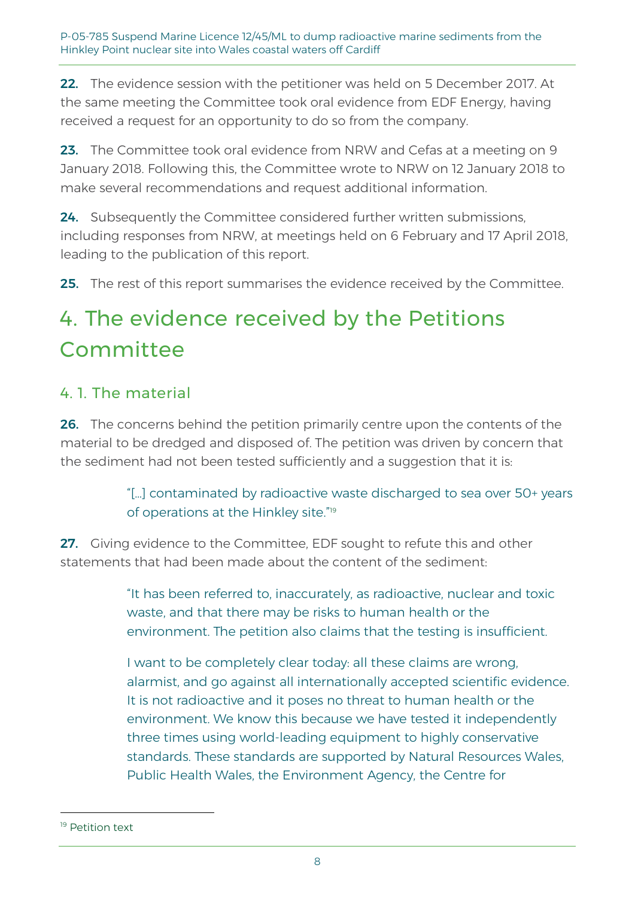**22.** The evidence session with the petitioner was held on 5 December 2017. At the same meeting the Committee took oral evidence from EDF Energy, having received a request for an opportunity to do so from the company.

**23.** The Committee took oral evidence from NRW and Cefas at a meeting on 9 January 2018. Following this, the Committee wrote to NRW on 12 January 2018 to make several recommendations and request additional information.

**24.** Subsequently the Committee considered further written submissions, including responses from NRW, at meetings held on 6 February and 17 April 2018, leading to the publication of this report.

**25.** The rest of this report summarises the evidence received by the Committee.

# 4. The evidence received by the Petitions Committee

## 4. 1. The material

**26.** The concerns behind the petition primarily centre upon the contents of the material to be dredged and disposed of. The petition was driven by concern that the sediment had not been tested sufficiently and a suggestion that it is:

> "[…] contaminated by radioactive waste discharged to sea over 50+ years of operations at the Hinkley site."[19]

**27.** Giving evidence to the Committee, EDF sought to refute this and other statements that had been made about the content of the sediment:

> "It has been referred to, inaccurately, as radioactive, nuclear and toxic waste, and that there may be risks to human health or the environment. The petition also claims that the testing is insufficient.
>
> I want to be completely clear today: all these claims are wrong, alarmist, and go against all internationally accepted scientific evidence. It is not radioactive and it poses no threat to human health or the environment. We know this because we have tested it independently three times using world-leading equipment to highly conservative standards. These standards are supported by Natural Resources Wales, Public Health Wales, the Environment Agency, the Centre for

[19] Petition text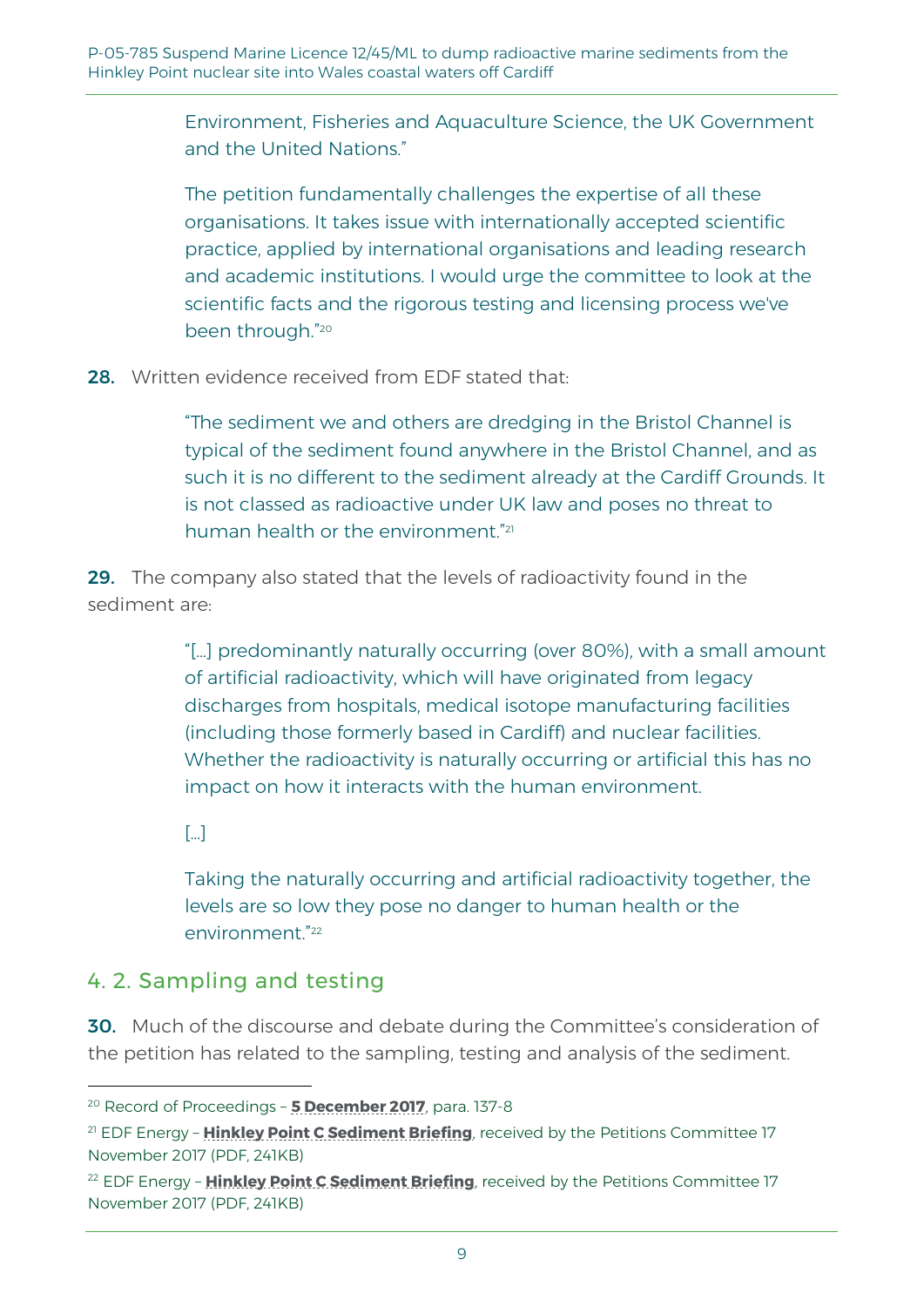> Environment, Fisheries and Aquaculture Science, the UK Government and the United Nations."
>
> The petition fundamentally challenges the expertise of all these organisations. It takes issue with internationally accepted scientific practice, applied by international organisations and leading research and academic institutions. I would urge the committee to look at the scientific facts and the rigorous testing and licensing process we've been through."[20]

**28.** Written evidence received from EDF stated that:

> "The sediment we and others are dredging in the Bristol Channel is typical of the sediment found anywhere in the Bristol Channel, and as such it is no different to the sediment already at the Cardiff Grounds. It is not classed as radioactive under UK law and poses no threat to human health or the environment."[21]

**29.** The company also stated that the levels of radioactivity found in the sediment are:

> "[…] predominantly naturally occurring (over 80%), with a small amount of artificial radioactivity, which will have originated from legacy discharges from hospitals, medical isotope manufacturing facilities (including those formerly based in Cardiff) and nuclear facilities. Whether the radioactivity is naturally occurring or artificial this has no impact on how it interacts with the human environment.
>
> […]
>
> Taking the naturally occurring and artificial radioactivity together, the levels are so low they pose no danger to human health or the environment."[22]

## 4. 2. Sampling and testing

**30.** Much of the discourse and debate during the Committee's consideration of the petition has related to the sampling, testing and analysis of the sediment.

---

[20] Record of Proceedings – **5 December 2017**, para. 137-8

[21] EDF Energy – **Hinkley Point C Sediment Briefing**, received by the Petitions Committee 17 November 2017 (PDF, 241KB)

[22] EDF Energy – **Hinkley Point C Sediment Briefing**, received by the Petitions Committee 17 November 2017 (PDF, 241KB)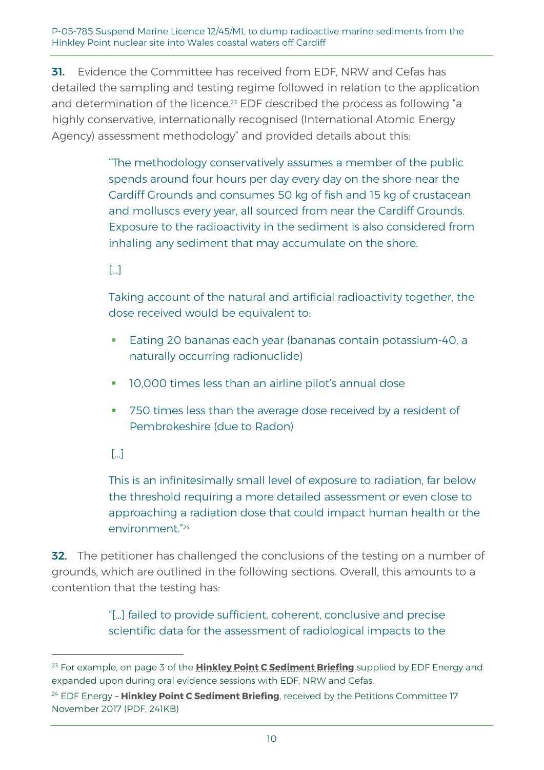**31.** Evidence the Committee has received from EDF, NRW and Cefas has detailed the sampling and testing regime followed in relation to the application and determination of the licence.[23] EDF described the process as following "a highly conservative, internationally recognised (International Atomic Energy Agency) assessment methodology" and provided details about this:

> "The methodology conservatively assumes a member of the public spends around four hours per day every day on the shore near the Cardiff Grounds and consumes 50 kg of fish and 15 kg of crustacean and molluscs every year, all sourced from near the Cardiff Grounds. Exposure to the radioactivity in the sediment is also considered from inhaling any sediment that may accumulate on the shore.
>
> [...]
>
> Taking account of the natural and artificial radioactivity together, the dose received would be equivalent to:
>
> - Eating 20 bananas each year (bananas contain potassium-40, a naturally occurring radionuclide)
> - 10,000 times less than an airline pilot's annual dose
> - 750 times less than the average dose received by a resident of Pembrokeshire (due to Radon)
>
> [...]
>
> This is an infinitesimally small level of exposure to radiation, far below the threshold requiring a more detailed assessment or even close to approaching a radiation dose that could impact human health or the environment."[24]

**32.** The petitioner has challenged the conclusions of the testing on a number of grounds, which are outlined in the following sections. Overall, this amounts to a contention that the testing has:

> "[...] failed to provide sufficient, coherent, conclusive and precise scientific data for the assessment of radiological impacts to the

---

[23] For example, on page 3 of the **Hinkley Point C Sediment Briefing** supplied by EDF Energy and expanded upon during oral evidence sessions with EDF, NRW and Cefas.

[24] EDF Energy – **Hinkley Point C Sediment Briefing**, received by the Petitions Committee 17 November 2017 (PDF, 241KB)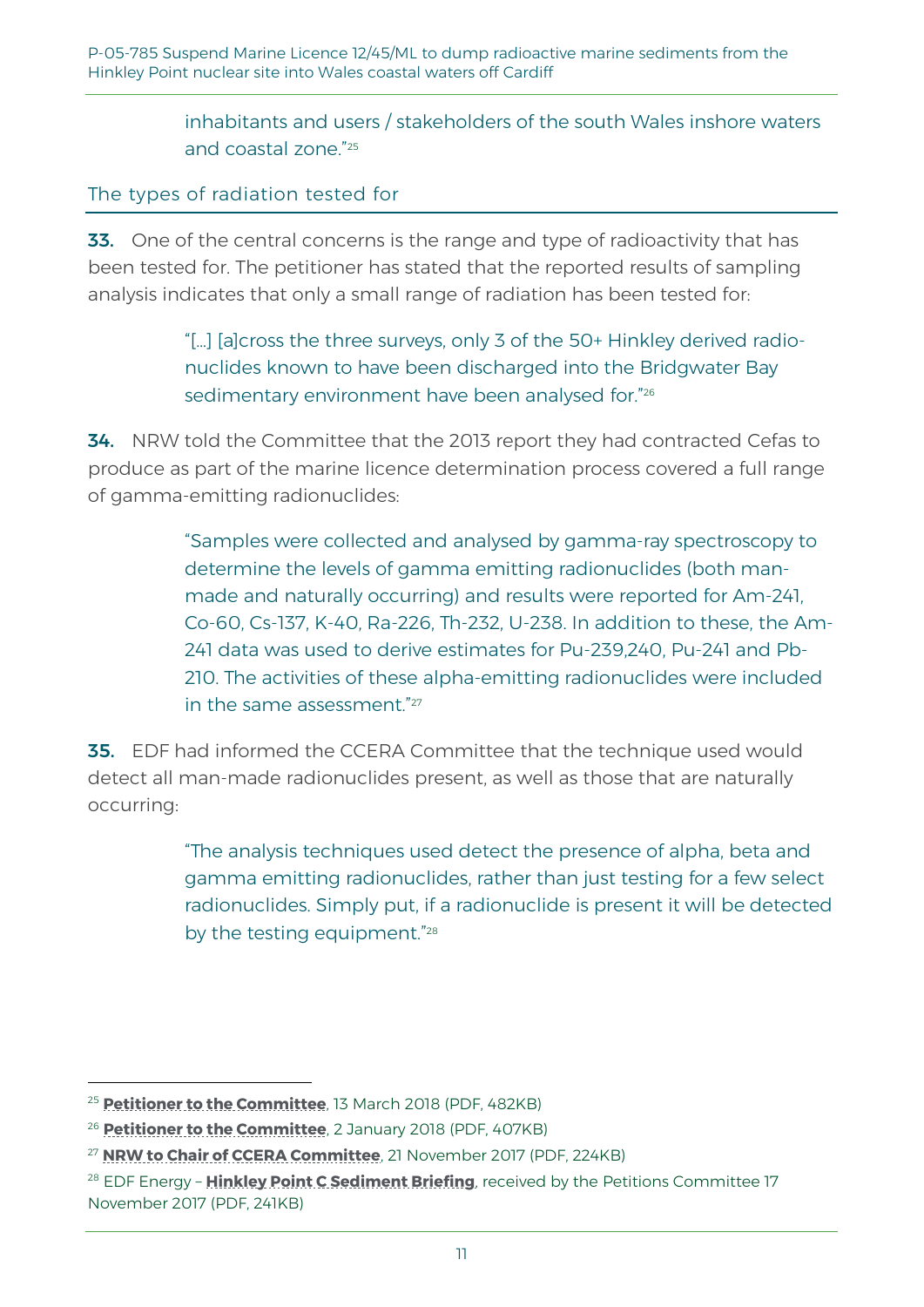inhabitants and users / stakeholders of the south Wales inshore waters and coastal zone."[25]

## The types of radiation tested for

**33.** One of the central concerns is the range and type of radioactivity that has been tested for. The petitioner has stated that the reported results of sampling analysis indicates that only a small range of radiation has been tested for:

> "[…] [a]cross the three surveys, only 3 of the 50+ Hinkley derived radio-nuclides known to have been discharged into the Bridgwater Bay sedimentary environment have been analysed for."[26]

**34.** NRW told the Committee that the 2013 report they had contracted Cefas to produce as part of the marine licence determination process covered a full range of gamma-emitting radionuclides:

> "Samples were collected and analysed by gamma-ray spectroscopy to determine the levels of gamma emitting radionuclides (both man-made and naturally occurring) and results were reported for Am-241, Co-60, Cs-137, K-40, Ra-226, Th-232, U-238. In addition to these, the Am-241 data was used to derive estimates for Pu-239,240, Pu-241 and Pb-210. The activities of these alpha-emitting radionuclides were included in the same assessment."[27]

**35.** EDF had informed the CCERA Committee that the technique used would detect all man-made radionuclides present, as well as those that are naturally occurring:

> "The analysis techniques used detect the presence of alpha, beta and gamma emitting radionuclides, rather than just testing for a few select radionuclides. Simply put, if a radionuclide is present it will be detected by the testing equipment."[28]

---

[25] **Petitioner to the Committee**, 13 March 2018 (PDF, 482KB)

[26] **Petitioner to the Committee**, 2 January 2018 (PDF, 407KB)

[27] **NRW to Chair of CCERA Committee**, 21 November 2017 (PDF, 224KB)

[28] EDF Energy – **Hinkley Point C Sediment Briefing**, received by the Petitions Committee 17 November 2017 (PDF, 241KB)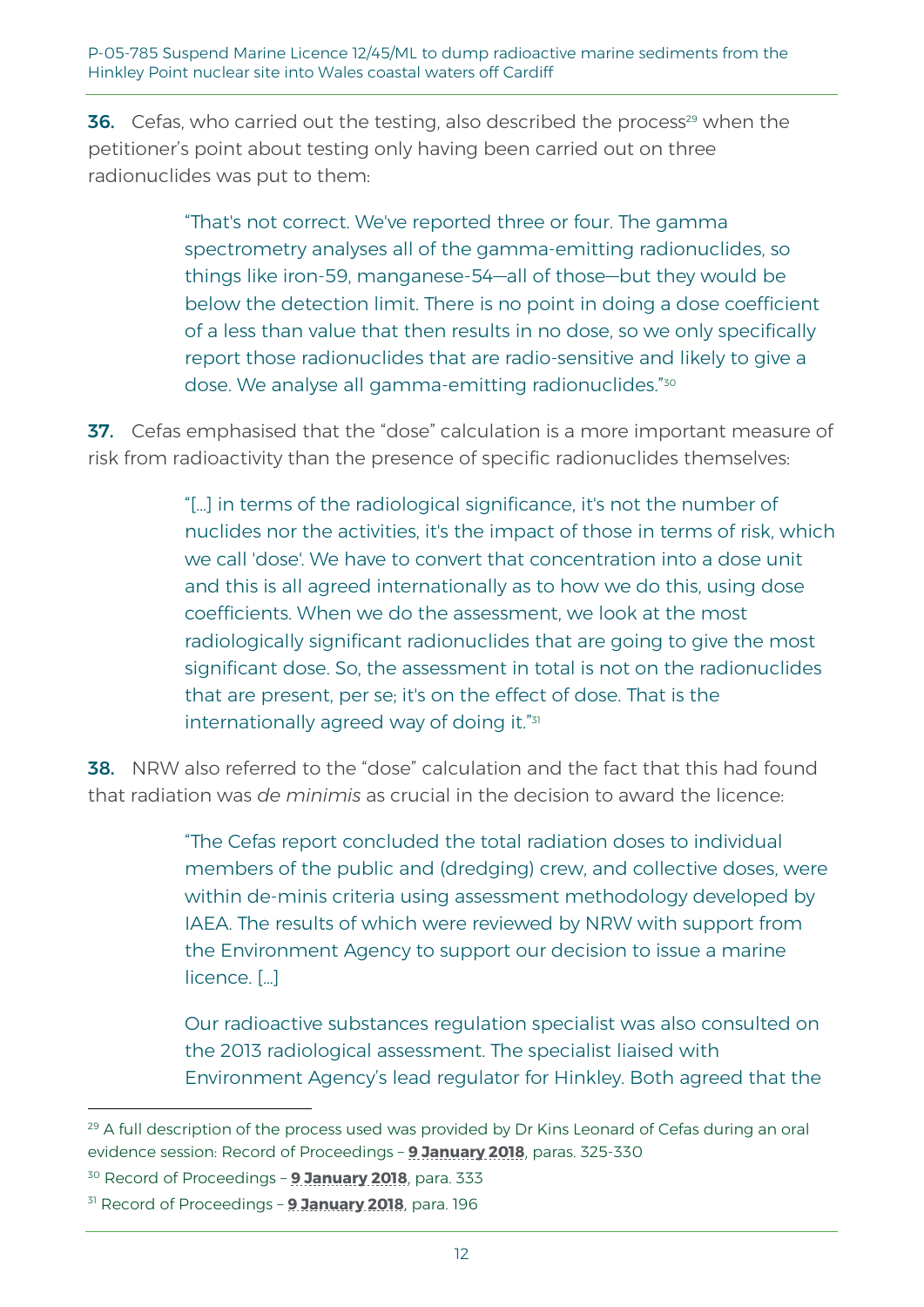**36.** Cefas, who carried out the testing, also described the process[29] when the petitioner's point about testing only having been carried out on three radionuclides was put to them:

> "That's not correct. We've reported three or four. The gamma spectrometry analyses all of the gamma-emitting radionuclides, so things like iron-59, manganese-54—all of those—but they would be below the detection limit. There is no point in doing a dose coefficient of a less than value that then results in no dose, so we only specifically report those radionuclides that are radio-sensitive and likely to give a dose. We analyse all gamma-emitting radionuclides."[30]

**37.** Cefas emphasised that the "dose" calculation is a more important measure of risk from radioactivity than the presence of specific radionuclides themselves:

> "[…] in terms of the radiological significance, it's not the number of nuclides nor the activities, it's the impact of those in terms of risk, which we call 'dose'. We have to convert that concentration into a dose unit and this is all agreed internationally as to how we do this, using dose coefficients. When we do the assessment, we look at the most radiologically significant radionuclides that are going to give the most significant dose. So, the assessment in total is not on the radionuclides that are present, per se; it's on the effect of dose. That is the internationally agreed way of doing it."[31]

**38.** NRW also referred to the "dose" calculation and the fact that this had found that radiation was *de minimis* as crucial in the decision to award the licence:

> "The Cefas report concluded the total radiation doses to individual members of the public and (dredging) crew, and collective doses, were within de-minis criteria using assessment methodology developed by IAEA. The results of which were reviewed by NRW with support from the Environment Agency to support our decision to issue a marine licence. […]
>
> Our radioactive substances regulation specialist was also consulted on the 2013 radiological assessment. The specialist liaised with Environment Agency's lead regulator for Hinkley. Both agreed that the

---

[29] A full description of the process used was provided by Dr Kins Leonard of Cefas during an oral evidence session: Record of Proceedings – **9 January 2018**, paras. 325-330

[30] Record of Proceedings – **9 January 2018**, para. 333

[31] Record of Proceedings – **9 January 2018**, para. 196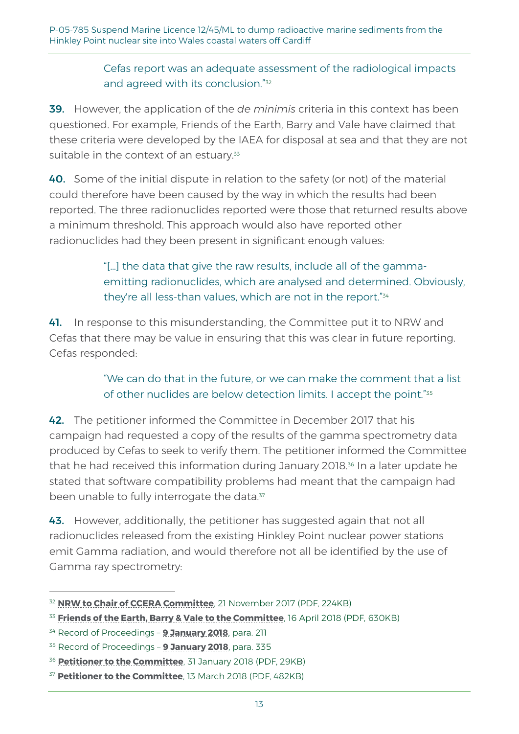> Cefas report was an adequate assessment of the radiological impacts and agreed with its conclusion."[32]

**39.** However, the application of the *de minimis* criteria in this context has been questioned. For example, Friends of the Earth, Barry and Vale have claimed that these criteria were developed by the IAEA for disposal at sea and that they are not suitable in the context of an estuary.[33]

**40.** Some of the initial dispute in relation to the safety (or not) of the material could therefore have been caused by the way in which the results had been reported. The three radionuclides reported were those that returned results above a minimum threshold. This approach would also have reported other radionuclides had they been present in significant enough values:

> "[…] the data that give the raw results, include all of the gamma-emitting radionuclides, which are analysed and determined. Obviously, they're all less-than values, which are not in the report."[34]

**41.** In response to this misunderstanding, the Committee put it to NRW and Cefas that there may be value in ensuring that this was clear in future reporting. Cefas responded:

> "We can do that in the future, or we can make the comment that a list of other nuclides are below detection limits. I accept the point."[35]

**42.** The petitioner informed the Committee in December 2017 that his campaign had requested a copy of the results of the gamma spectrometry data produced by Cefas to seek to verify them. The petitioner informed the Committee that he had received this information during January 2018.[36] In a later update he stated that software compatibility problems had meant that the campaign had been unable to fully interrogate the data.[37]

**43.** However, additionally, the petitioner has suggested again that not all radionuclides released from the existing Hinkley Point nuclear power stations emit Gamma radiation, and would therefore not all be identified by the use of Gamma ray spectrometry:

---

[32] **NRW to Chair of CCERA Committee**, 21 November 2017 (PDF, 224KB)

[33] **Friends of the Earth, Barry & Vale to the Committee**, 16 April 2018 (PDF, 630KB)

[34] Record of Proceedings – **9 January 2018**, para. 211

[35] Record of Proceedings – **9 January 2018**, para. 335

[36] **Petitioner to the Committee**, 31 January 2018 (PDF, 29KB)

[37] **Petitioner to the Committee**, 13 March 2018 (PDF, 482KB)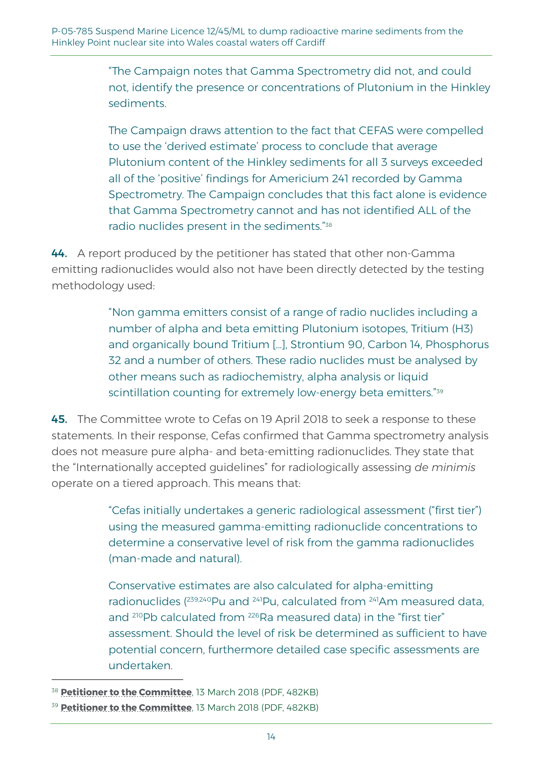"The Campaign notes that Gamma Spectrometry did not, and could not, identify the presence or concentrations of Plutonium in the Hinkley sediments.

The Campaign draws attention to the fact that CEFAS were compelled to use the 'derived estimate' process to conclude that average Plutonium content of the Hinkley sediments for all 3 surveys exceeded all of the 'positive' findings for Americium 241 recorded by Gamma Spectrometry. The Campaign concludes that this fact alone is evidence that Gamma Spectrometry cannot and has not identified ALL of the radio nuclides present in the sediments."[38]

**44.** A report produced by the petitioner has stated that other non-Gamma emitting radionuclides would also not have been directly detected by the testing methodology used:

> "Non gamma emitters consist of a range of radio nuclides including a number of alpha and beta emitting Plutonium isotopes, Tritium (H3) and organically bound Tritium […], Strontium 90, Carbon 14, Phosphorus 32 and a number of others. These radio nuclides must be analysed by other means such as radiochemistry, alpha analysis or liquid scintillation counting for extremely low-energy beta emitters."[39]

**45.** The Committee wrote to Cefas on 19 April 2018 to seek a response to these statements. In their response, Cefas confirmed that Gamma spectrometry analysis does not measure pure alpha- and beta-emitting radionuclides. They state that the "Internationally accepted guidelines" for radiologically assessing *de minimis* operate on a tiered approach. This means that:

> "Cefas initially undertakes a generic radiological assessment ("first tier") using the measured gamma-emitting radionuclide concentrations to determine a conservative level of risk from the gamma radionuclides (man-made and natural).
>
> Conservative estimates are also calculated for alpha-emitting radionuclides ($^{239,240}$Pu and $^{241}$Pu, calculated from $^{241}$Am measured data, and $^{210}$Pb calculated from $^{226}$Ra measured data) in the "first tier" assessment. Should the level of risk be determined as sufficient to have potential concern, furthermore detailed case specific assessments are undertaken.

---

[38] **Petitioner to the Committee**, 13 March 2018 (PDF, 482KB)

[39] **Petitioner to the Committee**, 13 March 2018 (PDF, 482KB)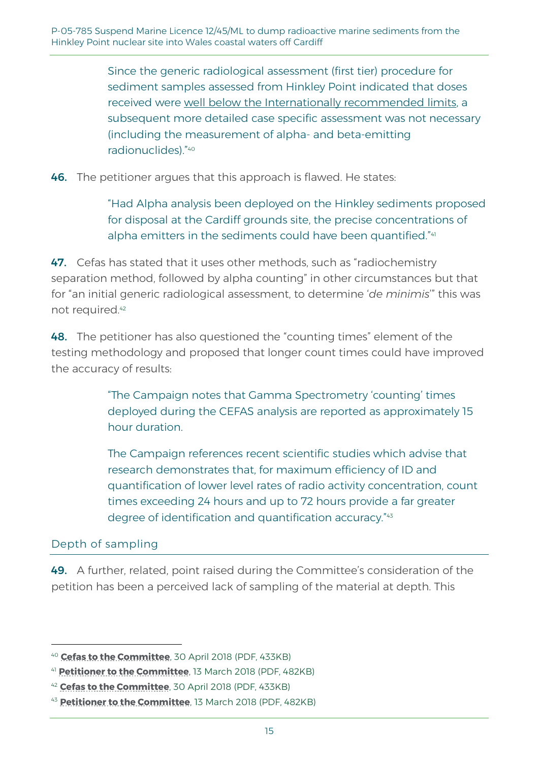> Since the generic radiological assessment (first tier) procedure for sediment samples assessed from Hinkley Point indicated that doses received were well below the Internationally recommended limits, a subsequent more detailed case specific assessment was not necessary (including the measurement of alpha- and beta-emitting radionuclides)."[40]

**46.** The petitioner argues that this approach is flawed. He states:

> "Had Alpha analysis been deployed on the Hinkley sediments proposed for disposal at the Cardiff grounds site, the precise concentrations of alpha emitters in the sediments could have been quantified."[41]

**47.** Cefas has stated that it uses other methods, such as "radiochemistry separation method, followed by alpha counting" in other circumstances but that for "an initial generic radiological assessment, to determine '*de minimis*'" this was not required.[42]

**48.** The petitioner has also questioned the "counting times" element of the testing methodology and proposed that longer count times could have improved the accuracy of results:

> "The Campaign notes that Gamma Spectrometry 'counting' times deployed during the CEFAS analysis are reported as approximately 15 hour duration.
>
> The Campaign references recent scientific studies which advise that research demonstrates that, for maximum efficiency of ID and quantification of lower level rates of radio activity concentration, count times exceeding 24 hours and up to 72 hours provide a far greater degree of identification and quantification accuracy."[43]

## Depth of sampling

**49.** A further, related, point raised during the Committee's consideration of the petition has been a perceived lack of sampling of the material at depth. This

---

[40] **Cefas to the Committee**, 30 April 2018 (PDF, 433KB)

[41] **Petitioner to the Committee**, 13 March 2018 (PDF, 482KB)

[42] **Cefas to the Committee**, 30 April 2018 (PDF, 433KB)

[43] **Petitioner to the Committee**, 13 March 2018 (PDF, 482KB)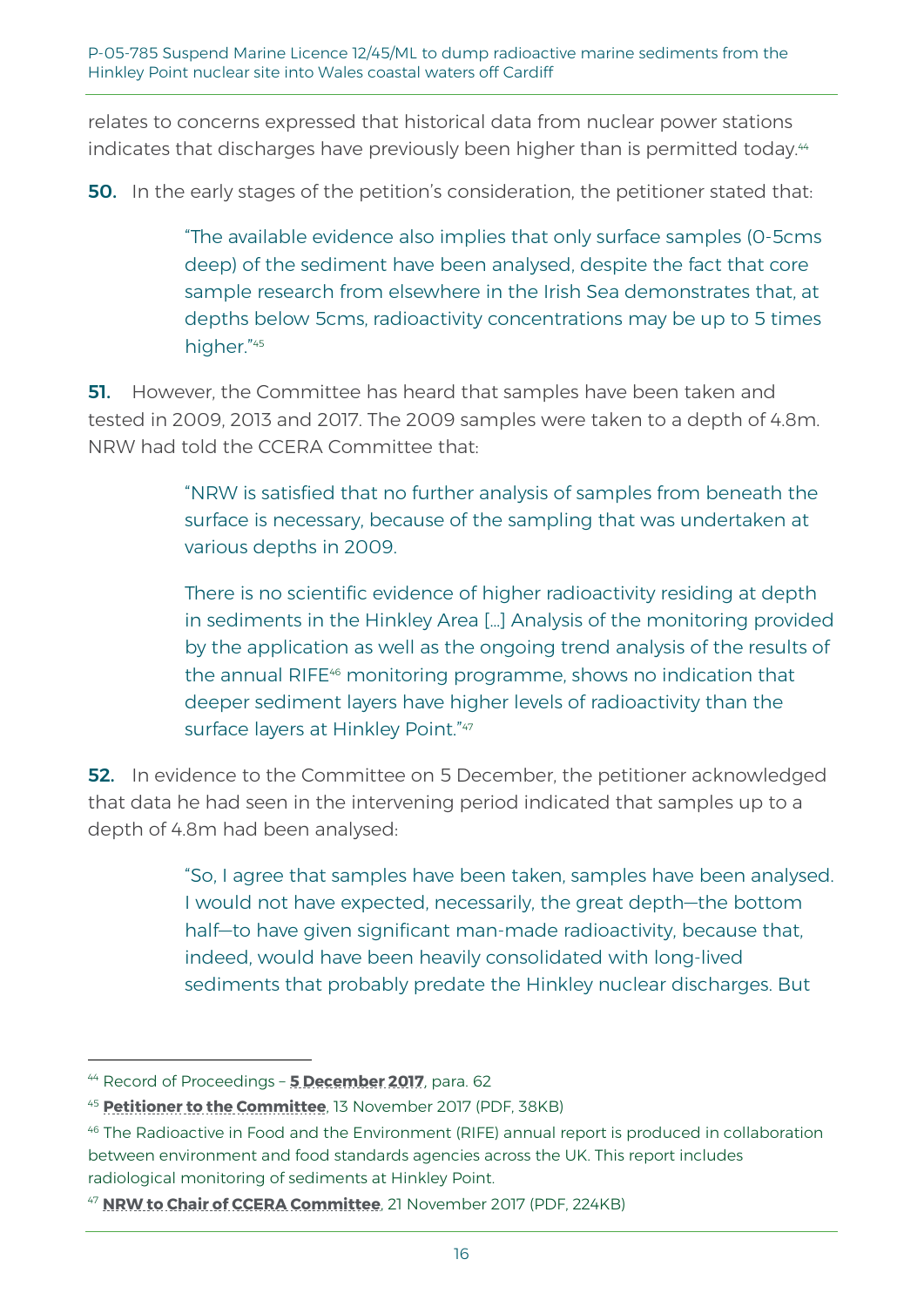relates to concerns expressed that historical data from nuclear power stations indicates that discharges have previously been higher than is permitted today.[44]

**50.** In the early stages of the petition's consideration, the petitioner stated that:

> "The available evidence also implies that only surface samples (0-5cms deep) of the sediment have been analysed, despite the fact that core sample research from elsewhere in the Irish Sea demonstrates that, at depths below 5cms, radioactivity concentrations may be up to 5 times higher."[45]

**51.** However, the Committee has heard that samples have been taken and tested in 2009, 2013 and 2017. The 2009 samples were taken to a depth of 4.8m. NRW had told the CCERA Committee that:

> "NRW is satisfied that no further analysis of samples from beneath the surface is necessary, because of the sampling that was undertaken at various depths in 2009.
>
> There is no scientific evidence of higher radioactivity residing at depth in sediments in the Hinkley Area […] Analysis of the monitoring provided by the application as well as the ongoing trend analysis of the results of the annual RIFE[46] monitoring programme, shows no indication that deeper sediment layers have higher levels of radioactivity than the surface layers at Hinkley Point."[47]

**52.** In evidence to the Committee on 5 December, the petitioner acknowledged that data he had seen in the intervening period indicated that samples up to a depth of 4.8m had been analysed:

> "So, I agree that samples have been taken, samples have been analysed. I would not have expected, necessarily, the great depth—the bottom half—to have given significant man-made radioactivity, because that, indeed, would have been heavily consolidated with long-lived sediments that probably predate the Hinkley nuclear discharges. But

---

[44] Record of Proceedings – **5 December 2017**, para. 62

[45] **Petitioner to the Committee**, 13 November 2017 (PDF, 38KB)

[46] The Radioactive in Food and the Environment (RIFE) annual report is produced in collaboration between environment and food standards agencies across the UK. This report includes radiological monitoring of sediments at Hinkley Point.

[47] **NRW to Chair of CCERA Committee**, 21 November 2017 (PDF, 224KB)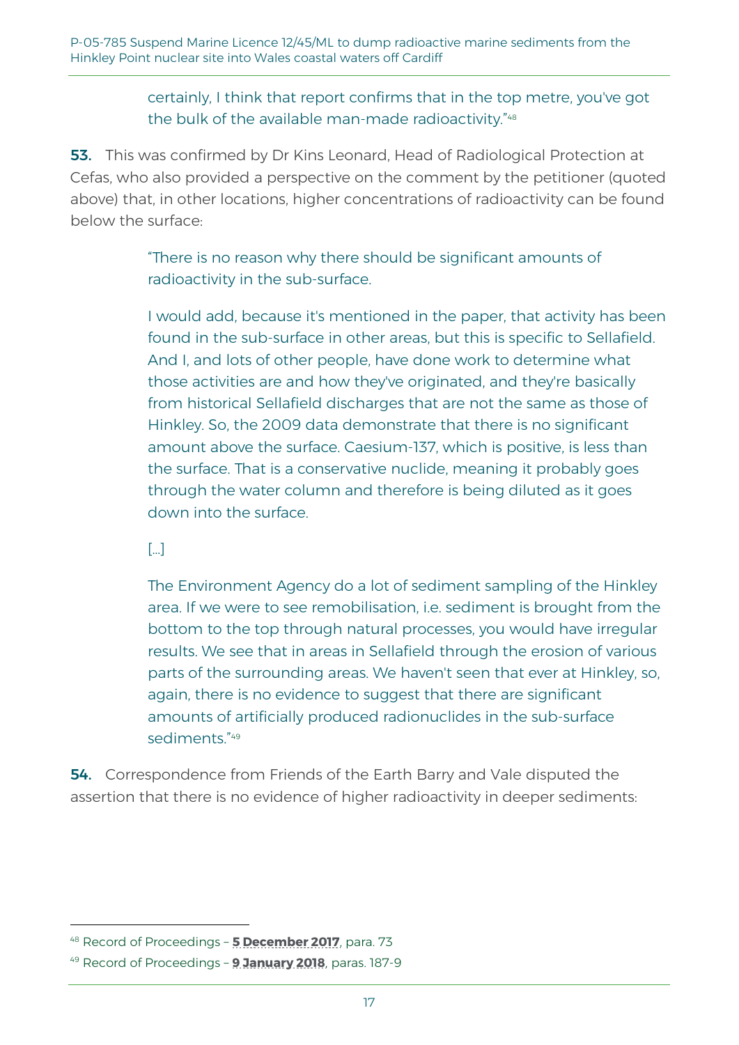certainly, I think that report confirms that in the top metre, you've got the bulk of the available man-made radioactivity."[48]

**53.** This was confirmed by Dr Kins Leonard, Head of Radiological Protection at Cefas, who also provided a perspective on the comment by the petitioner (quoted above) that, in other locations, higher concentrations of radioactivity can be found below the surface:

> "There is no reason why there should be significant amounts of radioactivity in the sub-surface.
>
> I would add, because it's mentioned in the paper, that activity has been found in the sub-surface in other areas, but this is specific to Sellafield. And I, and lots of other people, have done work to determine what those activities are and how they've originated, and they're basically from historical Sellafield discharges that are not the same as those of Hinkley. So, the 2009 data demonstrate that there is no significant amount above the surface. Caesium-137, which is positive, is less than the surface. That is a conservative nuclide, meaning it probably goes through the water column and therefore is being diluted as it goes down into the surface.
>
> [...]
>
> The Environment Agency do a lot of sediment sampling of the Hinkley area. If we were to see remobilisation, i.e. sediment is brought from the bottom to the top through natural processes, you would have irregular results. We see that in areas in Sellafield through the erosion of various parts of the surrounding areas. We haven't seen that ever at Hinkley, so, again, there is no evidence to suggest that there are significant amounts of artificially produced radionuclides in the sub-surface sediments."[49]

**54.** Correspondence from Friends of the Earth Barry and Vale disputed the assertion that there is no evidence of higher radioactivity in deeper sediments:

---

[48] Record of Proceedings – **5 December 2017**, para. 73

[49] Record of Proceedings – **9 January 2018**, paras. 187-9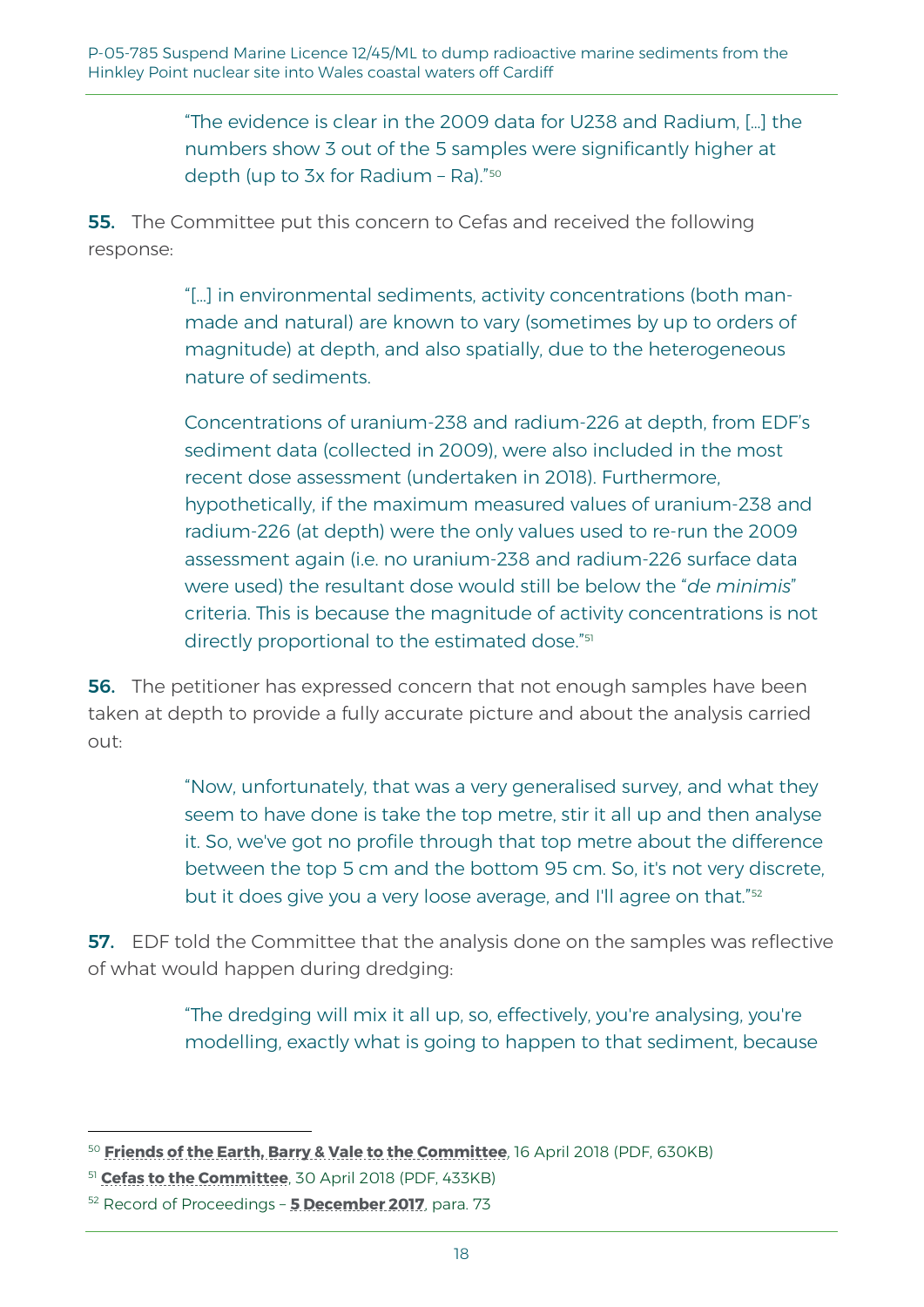> "The evidence is clear in the 2009 data for U238 and Radium, [...] the numbers show 3 out of the 5 samples were significantly higher at depth (up to 3x for Radium – Ra)."[50]

**55.** The Committee put this concern to Cefas and received the following response:

> "[...] in environmental sediments, activity concentrations (both man-made and natural) are known to vary (sometimes by up to orders of magnitude) at depth, and also spatially, due to the heterogeneous nature of sediments.
>
> Concentrations of uranium-238 and radium-226 at depth, from EDF's sediment data (collected in 2009), were also included in the most recent dose assessment (undertaken in 2018). Furthermore, hypothetically, if the maximum measured values of uranium-238 and radium-226 (at depth) were the only values used to re-run the 2009 assessment again (i.e. no uranium-238 and radium-226 surface data were used) the resultant dose would still be below the "*de minimis*" criteria. This is because the magnitude of activity concentrations is not directly proportional to the estimated dose."[51]

**56.** The petitioner has expressed concern that not enough samples have been taken at depth to provide a fully accurate picture and about the analysis carried out:

> "Now, unfortunately, that was a very generalised survey, and what they seem to have done is take the top metre, stir it all up and then analyse it. So, we've got no profile through that top metre about the difference between the top 5 cm and the bottom 95 cm. So, it's not very discrete, but it does give you a very loose average, and I'll agree on that."[52]

**57.** EDF told the Committee that the analysis done on the samples was reflective of what would happen during dredging:

> "The dredging will mix it all up, so, effectively, you're analysing, you're modelling, exactly what is going to happen to that sediment, because

---

[50] **Friends of the Earth, Barry & Vale to the Committee**, 16 April 2018 (PDF, 630KB)

[51] **Cefas to the Committee**, 30 April 2018 (PDF, 433KB)

[52] Record of Proceedings – **5 December 2017**, para. 73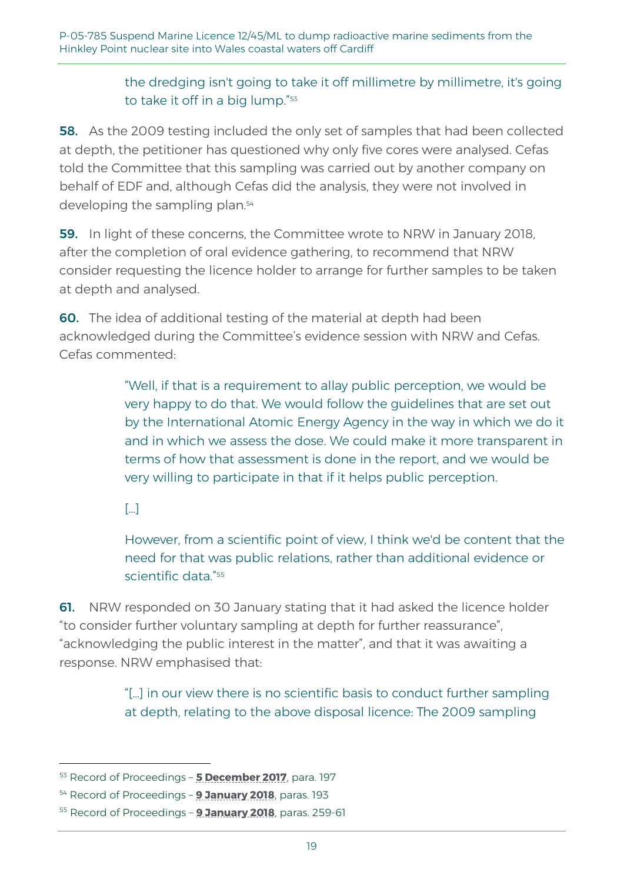> the dredging isn't going to take it off millimetre by millimetre, it's going to take it off in a big lump."[53]

**58.** As the 2009 testing included the only set of samples that had been collected at depth, the petitioner has questioned why only five cores were analysed. Cefas told the Committee that this sampling was carried out by another company on behalf of EDF and, although Cefas did the analysis, they were not involved in developing the sampling plan.[54]

**59.** In light of these concerns, the Committee wrote to NRW in January 2018, after the completion of oral evidence gathering, to recommend that NRW consider requesting the licence holder to arrange for further samples to be taken at depth and analysed.

**60.** The idea of additional testing of the material at depth had been acknowledged during the Committee's evidence session with NRW and Cefas. Cefas commented:

> "Well, if that is a requirement to allay public perception, we would be very happy to do that. We would follow the guidelines that are set out by the International Atomic Energy Agency in the way in which we do it and in which we assess the dose. We could make it more transparent in terms of how that assessment is done in the report, and we would be very willing to participate in that if it helps public perception.
>
> [...]
>
> However, from a scientific point of view, I think we'd be content that the need for that was public relations, rather than additional evidence or scientific data."[55]

**61.** NRW responded on 30 January stating that it had asked the licence holder "to consider further voluntary sampling at depth for further reassurance", "acknowledging the public interest in the matter", and that it was awaiting a response. NRW emphasised that:

> "[...] in our view there is no scientific basis to conduct further sampling at depth, relating to the above disposal licence: The 2009 sampling

---

[53] Record of Proceedings – **5 December 2017**, para. 197

[54] Record of Proceedings – **9 January 2018**, paras. 193

[55] Record of Proceedings – **9 January 2018**, paras. 259-61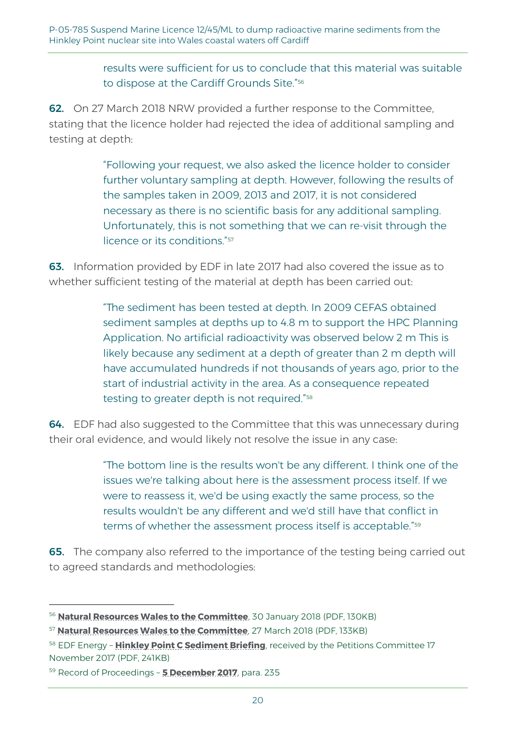> results were sufficient for us to conclude that this material was suitable to dispose at the Cardiff Grounds Site."[56]

**62.** On 27 March 2018 NRW provided a further response to the Committee, stating that the licence holder had rejected the idea of additional sampling and testing at depth:

> "Following your request, we also asked the licence holder to consider further voluntary sampling at depth. However, following the results of the samples taken in 2009, 2013 and 2017, it is not considered necessary as there is no scientific basis for any additional sampling. Unfortunately, this is not something that we can re-visit through the licence or its conditions."[57]

**63.** Information provided by EDF in late 2017 had also covered the issue as to whether sufficient testing of the material at depth has been carried out:

> "The sediment has been tested at depth. In 2009 CEFAS obtained sediment samples at depths up to 4.8 m to support the HPC Planning Application. No artificial radioactivity was observed below 2 m This is likely because any sediment at a depth of greater than 2 m depth will have accumulated hundreds if not thousands of years ago, prior to the start of industrial activity in the area. As a consequence repeated testing to greater depth is not required."[58]

**64.** EDF had also suggested to the Committee that this was unnecessary during their oral evidence, and would likely not resolve the issue in any case:

> "The bottom line is the results won't be any different. I think one of the issues we're talking about here is the assessment process itself. If we were to reassess it, we'd be using exactly the same process, so the results wouldn't be any different and we'd still have that conflict in terms of whether the assessment process itself is acceptable."[59]

**65.** The company also referred to the importance of the testing being carried out to agreed standards and methodologies:

---

[56] **Natural Resources Wales to the Committee**, 30 January 2018 (PDF, 130KB)

[57] **Natural Resources Wales to the Committee**, 27 March 2018 (PDF, 133KB)

[58] EDF Energy – **Hinkley Point C Sediment Briefing**, received by the Petitions Committee 17 November 2017 (PDF, 241KB)

[59] Record of Proceedings – **5 December 2017**, para. 235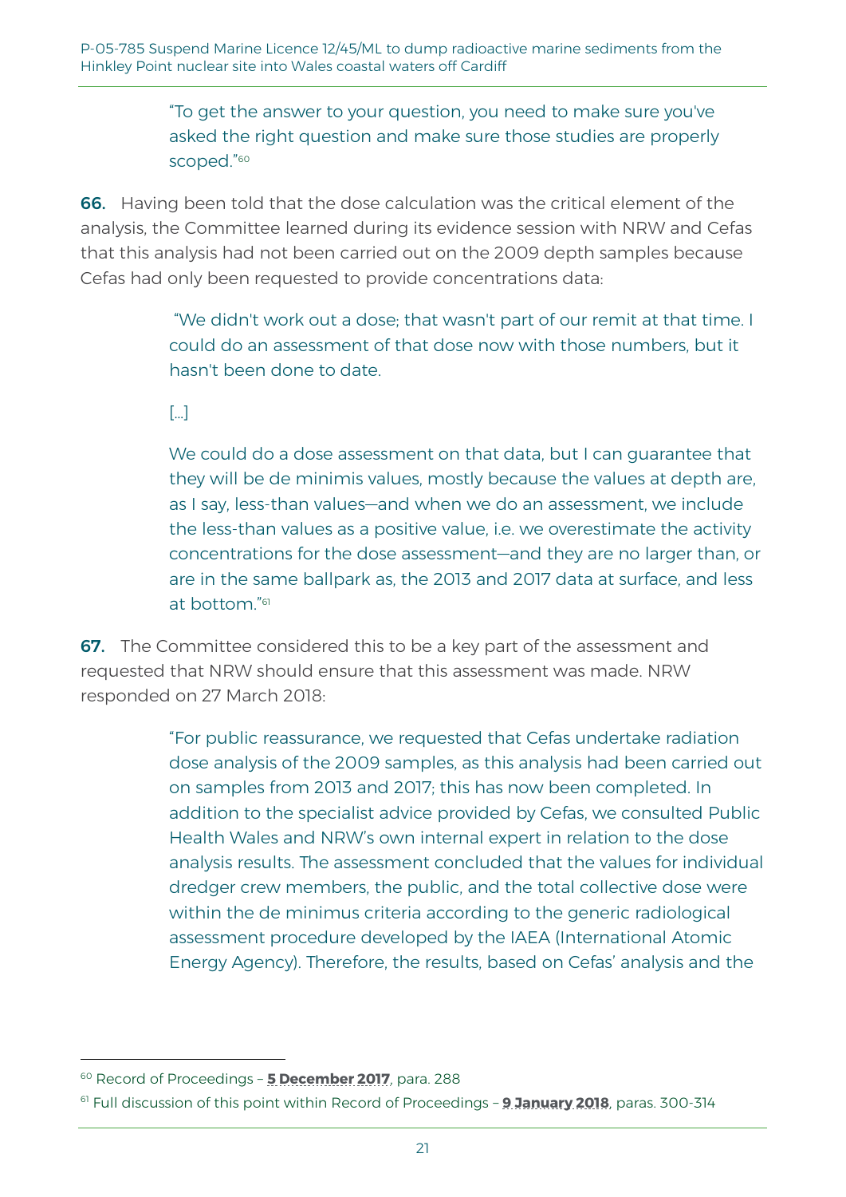> "To get the answer to your question, you need to make sure you've asked the right question and make sure those studies are properly scoped."[60]

**66.** Having been told that the dose calculation was the critical element of the analysis, the Committee learned during its evidence session with NRW and Cefas that this analysis had not been carried out on the 2009 depth samples because Cefas had only been requested to provide concentrations data:

> "We didn't work out a dose; that wasn't part of our remit at that time. I could do an assessment of that dose now with those numbers, but it hasn't been done to date.
>
> [...]
>
> We could do a dose assessment on that data, but I can guarantee that they will be de minimis values, mostly because the values at depth are, as I say, less-than values—and when we do an assessment, we include the less-than values as a positive value, i.e. we overestimate the activity concentrations for the dose assessment—and they are no larger than, or are in the same ballpark as, the 2013 and 2017 data at surface, and less at bottom."[61]

**67.** The Committee considered this to be a key part of the assessment and requested that NRW should ensure that this assessment was made. NRW responded on 27 March 2018:

> "For public reassurance, we requested that Cefas undertake radiation dose analysis of the 2009 samples, as this analysis had been carried out on samples from 2013 and 2017; this has now been completed. In addition to the specialist advice provided by Cefas, we consulted Public Health Wales and NRW's own internal expert in relation to the dose analysis results. The assessment concluded that the values for individual dredger crew members, the public, and the total collective dose were within the de minimus criteria according to the generic radiological assessment procedure developed by the IAEA (International Atomic Energy Agency). Therefore, the results, based on Cefas' analysis and the

[60] Record of Proceedings – **5 December 2017**, para. 288

[61] Full discussion of this point within Record of Proceedings – **9 January 2018**, paras. 300-314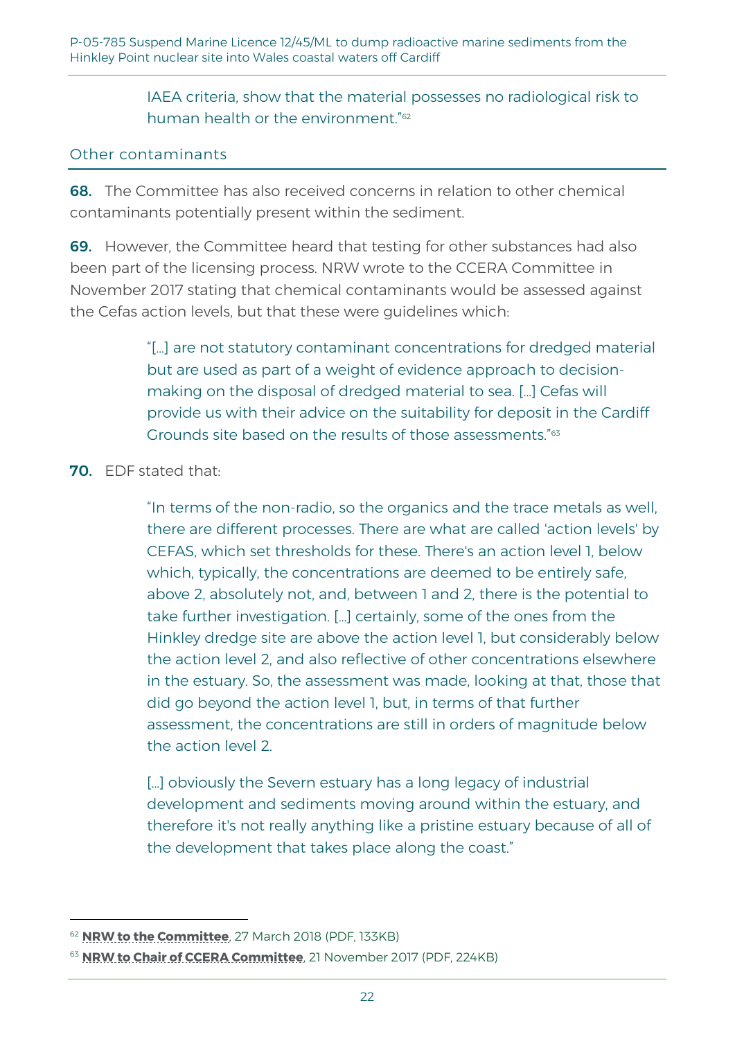> IAEA criteria, show that the material possesses no radiological risk to human health or the environment."[62]

## Other contaminants

**68.** The Committee has also received concerns in relation to other chemical contaminants potentially present within the sediment.

**69.** However, the Committee heard that testing for other substances had also been part of the licensing process. NRW wrote to the CCERA Committee in November 2017 stating that chemical contaminants would be assessed against the Cefas action levels, but that these were guidelines which:

> "[…] are not statutory contaminant concentrations for dredged material but are used as part of a weight of evidence approach to decision-making on the disposal of dredged material to sea. […] Cefas will provide us with their advice on the suitability for deposit in the Cardiff Grounds site based on the results of those assessments."[63]

**70.** EDF stated that:

> "In terms of the non-radio, so the organics and the trace metals as well, there are different processes. There are what are called 'action levels' by CEFAS, which set thresholds for these. There's an action level 1, below which, typically, the concentrations are deemed to be entirely safe, above 2, absolutely not, and, between 1 and 2, there is the potential to take further investigation. […] certainly, some of the ones from the Hinkley dredge site are above the action level 1, but considerably below the action level 2, and also reflective of other concentrations elsewhere in the estuary. So, the assessment was made, looking at that, those that did go beyond the action level 1, but, in terms of that further assessment, the concentrations are still in orders of magnitude below the action level 2.
>
> […] obviously the Severn estuary has a long legacy of industrial development and sediments moving around within the estuary, and therefore it's not really anything like a pristine estuary because of all of the development that takes place along the coast."

---

[62] **NRW to the Committee**, 27 March 2018 (PDF, 133KB)

[63] **NRW to Chair of CCERA Committee**, 21 November 2017 (PDF, 224KB)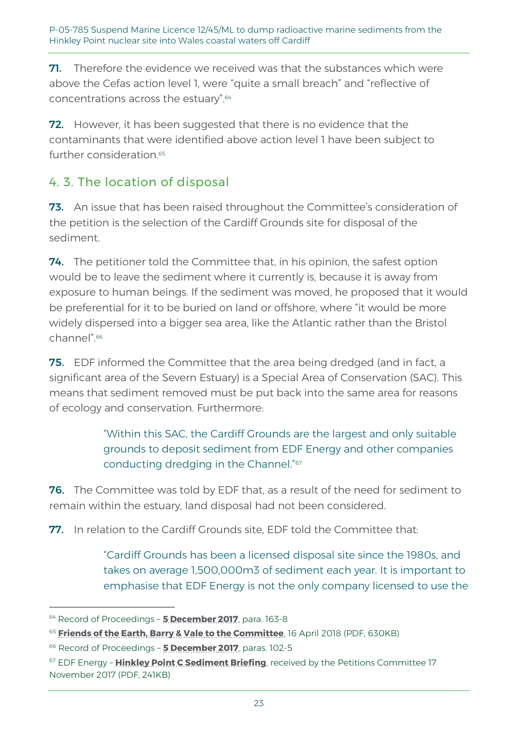**71.** Therefore the evidence we received was that the substances which were above the Cefas action level 1, were "quite a small breach" and "reflective of concentrations across the estuary".[64]

**72.** However, it has been suggested that there is no evidence that the contaminants that were identified above action level 1 have been subject to further consideration.[65]

## 4. 3. The location of disposal

**73.** An issue that has been raised throughout the Committee's consideration of the petition is the selection of the Cardiff Grounds site for disposal of the sediment.

**74.** The petitioner told the Committee that, in his opinion, the safest option would be to leave the sediment where it currently is, because it is away from exposure to human beings. If the sediment was moved, he proposed that it would be preferential for it to be buried on land or offshore, where "it would be more widely dispersed into a bigger sea area, like the Atlantic rather than the Bristol channel".[66]

**75.** EDF informed the Committee that the area being dredged (and in fact, a significant area of the Severn Estuary) is a Special Area of Conservation (SAC). This means that sediment removed must be put back into the same area for reasons of ecology and conservation. Furthermore:

> "Within this SAC, the Cardiff Grounds are the largest and only suitable grounds to deposit sediment from EDF Energy and other companies conducting dredging in the Channel."[67]

**76.** The Committee was told by EDF that, as a result of the need for sediment to remain within the estuary, land disposal had not been considered.

**77.** In relation to the Cardiff Grounds site, EDF told the Committee that:

> "Cardiff Grounds has been a licensed disposal site since the 1980s, and takes on average 1,500,000m3 of sediment each year. It is important to emphasise that EDF Energy is not the only company licensed to use the

---

[64] Record of Proceedings – **5 December 2017**, para. 163-8

[65] **Friends of the Earth, Barry & Vale to the Committee**, 16 April 2018 (PDF, 630KB)

[66] Record of Proceedings – **5 December 2017**, paras. 102-5

[67] EDF Energy – **Hinkley Point C Sediment Briefing**, received by the Petitions Committee 17 November 2017 (PDF, 241KB)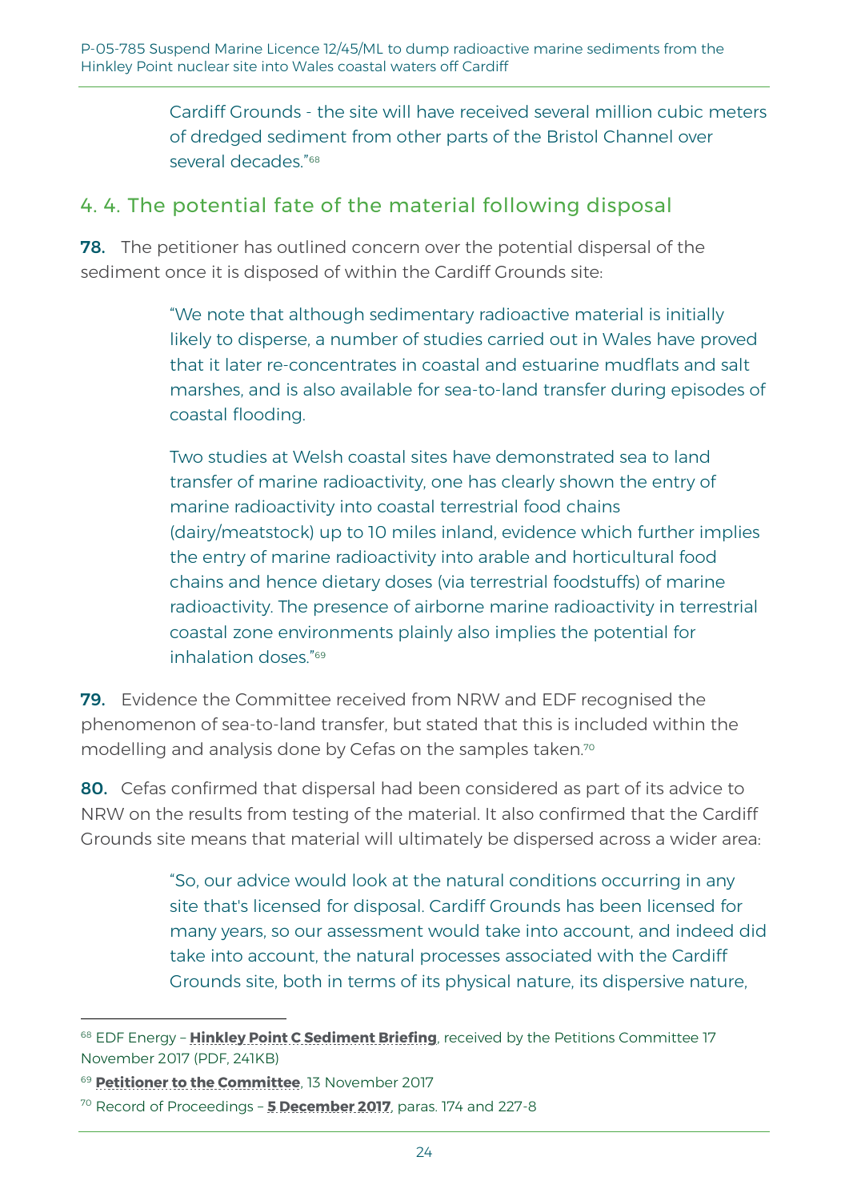Cardiff Grounds - the site will have received several million cubic meters of dedged sediment from other parts of the Bristol Channel over several decades."[68]

## 4. 4. The potential fate of the material following disposal

**78.** The petitioner has outlined concern over the potential dispersal of the sediment once it is disposed of within the Cardiff Grounds site:

> "We note that although sedimentary radioactive material is initially likely to disperse, a number of studies carried out in Wales have proved that it later re-concentrates in coastal and estuarine mudflats and salt marshes, and is also available for sea-to-land transfer during episodes of coastal flooding.
>
> Two studies at Welsh coastal sites have demonstrated sea to land transfer of marine radioactivity, one has clearly shown the entry of marine radioactivity into coastal terrestrial food chains (dairy/meatstock) up to 10 miles inland, evidence which further implies the entry of marine radioactivity into arable and horticultural food chains and hence dietary doses (via terrestrial foodstuffs) of marine radioactivity. The presence of airborne marine radioactivity in terrestrial coastal zone environments plainly also implies the potential for inhalation doses."[69]

**79.** Evidence the Committee received from NRW and EDF recognised the phenomenon of sea-to-land transfer, but stated that this is included within the modelling and analysis done by Cefas on the samples taken.[70]

**80.** Cefas confirmed that dispersal had been considered as part of its advice to NRW on the results from testing of the material. It also confirmed that the Cardiff Grounds site means that material will ultimately be dispersed across a wider area:

> "So, our advice would look at the natural conditions occurring in any site that's licensed for disposal. Cardiff Grounds has been licensed for many years, so our assessment would take into account, and indeed did take into account, the natural processes associated with the Cardiff Grounds site, both in terms of its physical nature, its dispersive nature,

---

[68] EDF Energy – **Hinkley Point C Sediment Briefing**, received by the Petitions Committee 17 November 2017 (PDF, 241KB)

[69] **Petitioner to the Committee**, 13 November 2017

[70] Record of Proceedings – **5 December 2017**, paras. 174 and 227-8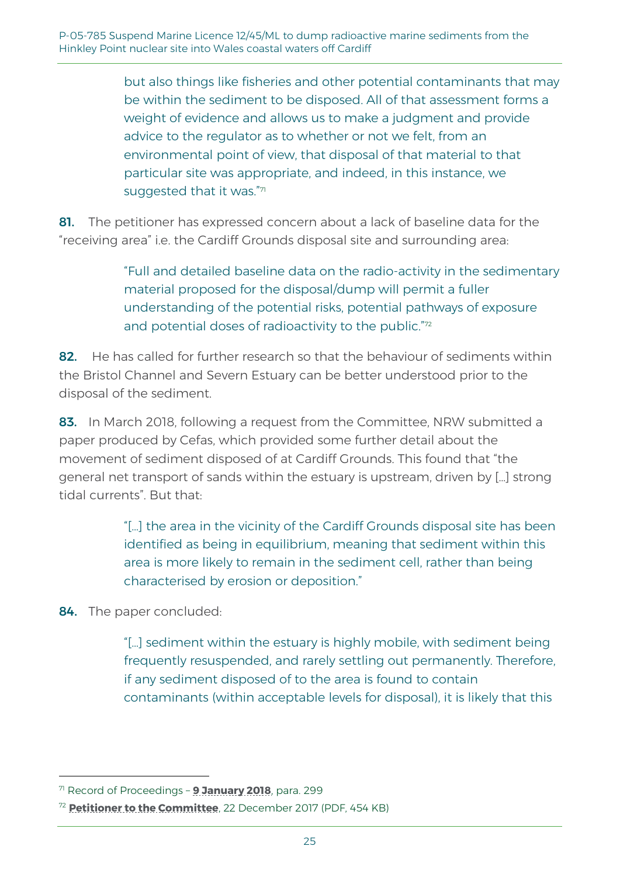> but also things like fisheries and other potential contaminants that may be within the sediment to be disposed. All of that assessment forms a weight of evidence and allows us to make a judgment and provide advice to the regulator as to whether or not we felt, from an environmental point of view, that disposal of that material to that particular site was appropriate, and indeed, in this instance, we suggested that it was."[71]

**81.** The petitioner has expressed concern about a lack of baseline data for the "receiving area" i.e. the Cardiff Grounds disposal site and surrounding area:

> "Full and detailed baseline data on the radio-activity in the sedimentary material proposed for the disposal/dump will permit a fuller understanding of the potential risks, potential pathways of exposure and potential doses of radioactivity to the public."[72]

**82.** He has called for further research so that the behaviour of sediments within the Bristol Channel and Severn Estuary can be better understood prior to the disposal of the sediment.

**83.** In March 2018, following a request from the Committee, NRW submitted a paper produced by Cefas, which provided some further detail about the movement of sediment disposed of at Cardiff Grounds. This found that "the general net transport of sands within the estuary is upstream, driven by […] strong tidal currents". But that:

> "[…] the area in the vicinity of the Cardiff Grounds disposal site has been identified as being in equilibrium, meaning that sediment within this area is more likely to remain in the sediment cell, rather than being characterised by erosion or deposition."

**84.** The paper concluded:

> "[…] sediment within the estuary is highly mobile, with sediment being frequently resuspended, and rarely settling out permanently. Therefore, if any sediment disposed of to the area is found to contain contaminants (within acceptable levels for disposal), it is likely that this

---

[71] Record of Proceedings – **9 January 2018**, para. 299

[72] **Petitioner to the Committee**, 22 December 2017 (PDF, 454 KB)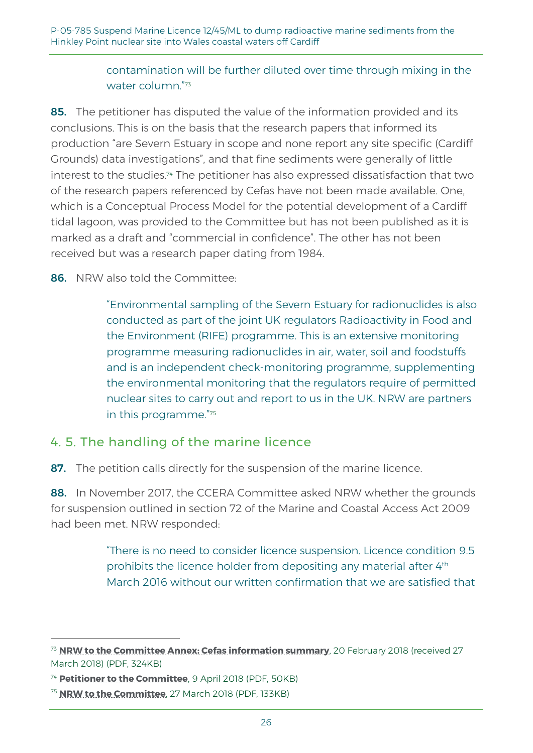contamination will be further diluted over time through mixing in the water column."[73]

**85.** The petitioner has disputed the value of the information provided and its conclusions. This is on the basis that the research papers that informed its production "are Severn Estuary in scope and none report any site specific (Cardiff Grounds) data investigations", and that fine sediments were generally of little interest to the studies.[74] The petitioner has also expressed dissatisfaction that two of the research papers referenced by Cefas have not been made available. One, which is a Conceptual Process Model for the potential development of a Cardiff tidal lagoon, was provided to the Committee but has not been published as it is marked as a draft and "commercial in confidence". The other has not been received but was a research paper dating from 1984.

**86.** NRW also told the Committee:

> "Environmental sampling of the Severn Estuary for radionuclides is also conducted as part of the joint UK regulators Radioactivity in Food and the Environment (RIFE) programme. This is an extensive monitoring programme measuring radionuclides in air, water, soil and foodstuffs and is an independent check-monitoring programme, supplementing the environmental monitoring that the regulators require of permitted nuclear sites to carry out and report to us in the UK. NRW are partners in this programme."[75]

## 4. 5. The handling of the marine licence

**87.** The petition calls directly for the suspension of the marine licence.

**88.** In November 2017, the CCERA Committee asked NRW whether the grounds for suspension outlined in section 72 of the Marine and Coastal Access Act 2009 had been met. NRW responded:

> "There is no need to consider licence suspension. Licence condition 9.5 prohibits the licence holder from depositing any material after 4th March 2016 without our written confirmation that we are satisfied that

---

[73] **NRW to the Committee Annex: Cefas information summary**, 20 February 2018 (received 27 March 2018) (PDF, 324KB)

[74] **Petitioner to the Committee**, 9 April 2018 (PDF, 50KB)

[75] **NRW to the Committee**, 27 March 2018 (PDF, 133KB)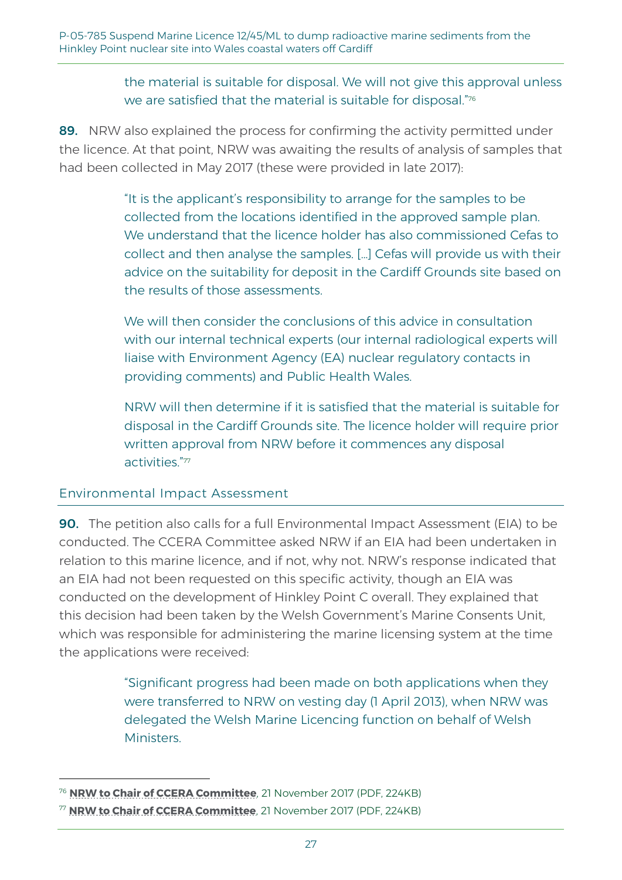the material is suitable for disposal. We will not give this approval unless we are satisfied that the material is suitable for disposal."[76]

**89.** NRW also explained the process for confirming the activity permitted under the licence. At that point, NRW was awaiting the results of analysis of samples that had been collected in May 2017 (these were provided in late 2017):

> "It is the applicant's responsibility to arrange for the samples to be collected from the locations identified in the approved sample plan. We understand that the licence holder has also commissioned Cefas to collect and then analyse the samples. […] Cefas will provide us with their advice on the suitability for deposit in the Cardiff Grounds site based on the results of those assessments.
>
> We will then consider the conclusions of this advice in consultation with our internal technical experts (our internal radiological experts will liaise with Environment Agency (EA) nuclear regulatory contacts in providing comments) and Public Health Wales.
>
> NRW will then determine if it is satisfied that the material is suitable for disposal in the Cardiff Grounds site. The licence holder will require prior written approval from NRW before it commences any disposal activities."[77]

## Environmental Impact Assessment

**90.** The petition also calls for a full Environmental Impact Assessment (EIA) to be conducted. The CCERA Committee asked NRW if an EIA had been undertaken in relation to this marine licence, and if not, why not. NRW's response indicated that an EIA had not been requested on this specific activity, though an EIA was conducted on the development of Hinkley Point C overall. They explained that this decision had been taken by the Welsh Government's Marine Consents Unit, which was responsible for administering the marine licensing system at the time the applications were received:

> "Significant progress had been made on both applications when they were transferred to NRW on vesting day (1 April 2013), when NRW was delegated the Welsh Marine Licencing function on behalf of Welsh Ministers.

---

[76] **NRW to Chair of CCERA Committee**, 21 November 2017 (PDF, 224KB)

[77] **NRW to Chair of CCERA Committee**, 21 November 2017 (PDF, 224KB)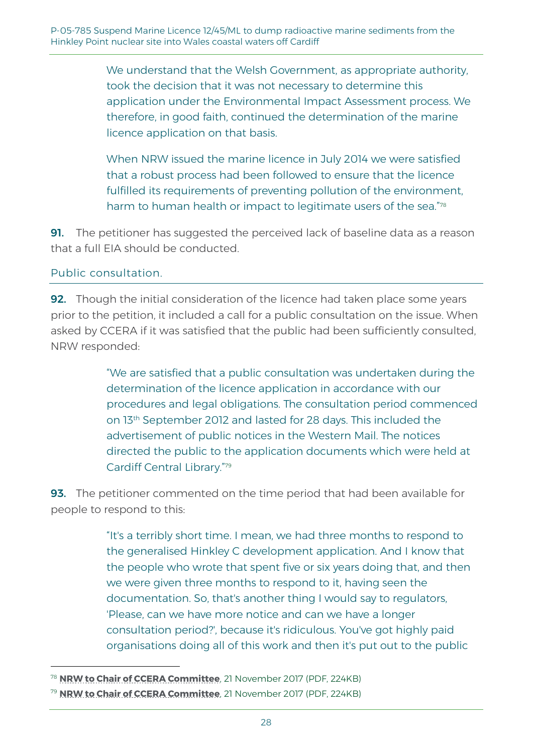> We understand that the Welsh Government, as appropriate authority, took the decision that it was not necessary to determine this application under the Environmental Impact Assessment process. We therefore, in good faith, continued the determination of the marine licence application on that basis.
>
> When NRW issued the marine licence in July 2014 we were satisfied that a robust process had been followed to ensure that the licence fulfilled its requirements of preventing pollution of the environment, harm to human health or impact to legitimate users of the sea."[78]

**91.** The petitioner has suggested the perceived lack of baseline data as a reason that a full EIA should be conducted.

## Public consultation.

**92.** Though the initial consideration of the licence had taken place some years prior to the petition, it included a call for a public consultation on the issue. When asked by CCERA if it was satisfied that the public had been sufficiently consulted, NRW responded:

> "We are satisfied that a public consultation was undertaken during the determination of the licence application in accordance with our procedures and legal obligations. The consultation period commenced on 13th September 2012 and lasted for 28 days. This included the advertisement of public notices in the Western Mail. The notices directed the public to the application documents which were held at Cardiff Central Library."[79]

**93.** The petitioner commented on the time period that had been available for people to respond to this:

> "It's a terribly short time. I mean, we had three months to respond to the generalised Hinkley C development application. And I know that the people who wrote that spent five or six years doing that, and then we were given three months to respond to it, having seen the documentation. So, that's another thing I would say to regulators, 'Please, can we have more notice and can we have a longer consultation period?', because it's ridiculous. You've got highly paid organisations doing all of this work and then it's put out to the public

---

[78] **NRW to Chair of CCERA Committee**, 21 November 2017 (PDF, 224KB)

[79] **NRW to Chair of CCERA Committee**, 21 November 2017 (PDF, 224KB)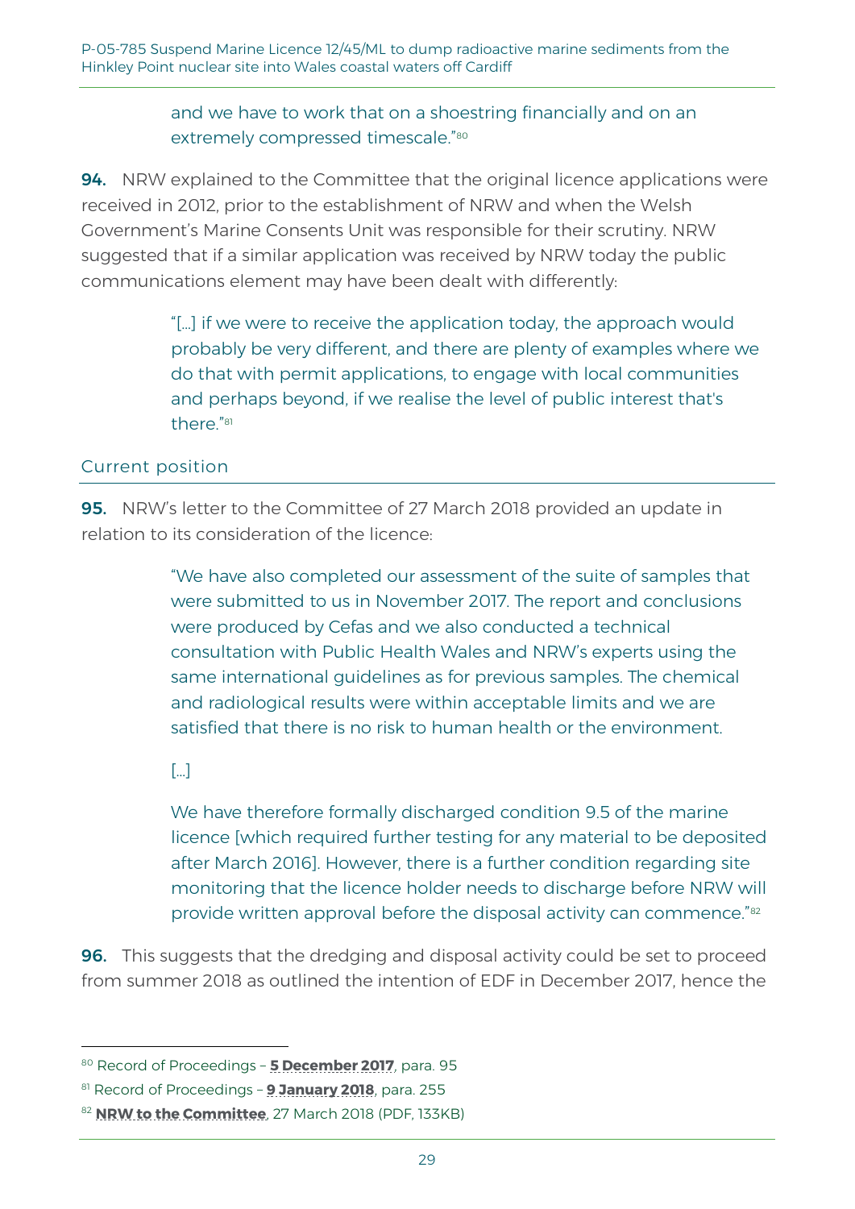and we have to work that on a shoestring financially and on an extremely compressed timescale."[80]

**94.** NRW explained to the Committee that the original licence applications were received in 2012, prior to the establishment of NRW and when the Welsh Government's Marine Consents Unit was responsible for their scrutiny. NRW suggested that if a similar application was received by NRW today the public communications element may have been dealt with differently:

> "[…] if we were to receive the application today, the approach would probably be very different, and there are plenty of examples where we do that with permit applications, to engage with local communities and perhaps beyond, if we realise the level of public interest that's there."[81]

## Current position

**95.** NRW's letter to the Committee of 27 March 2018 provided an update in relation to its consideration of the licence:

> "We have also completed our assessment of the suite of samples that were submitted to us in November 2017. The report and conclusions were produced by Cefas and we also conducted a technical consultation with Public Health Wales and NRW's experts using the same international guidelines as for previous samples. The chemical and radiological results were within acceptable limits and we are satisfied that there is no risk to human health or the environment.
>
> […]
>
> We have therefore formally discharged condition 9.5 of the marine licence [which required further testing for any material to be deposited after March 2016]. However, there is a further condition regarding site monitoring that the licence holder needs to discharge before NRW will provide written approval before the disposal activity can commence."[82]

**96.** This suggests that the dredging and disposal activity could be set to proceed from summer 2018 as outlined the intention of EDF in December 2017, hence the

---

[80] Record of Proceedings – **5 December 2017**, para. 95

[81] Record of Proceedings – **9 January 2018**, para. 255

[82] **NRW to the Committee**, 27 March 2018 (PDF, 133KB)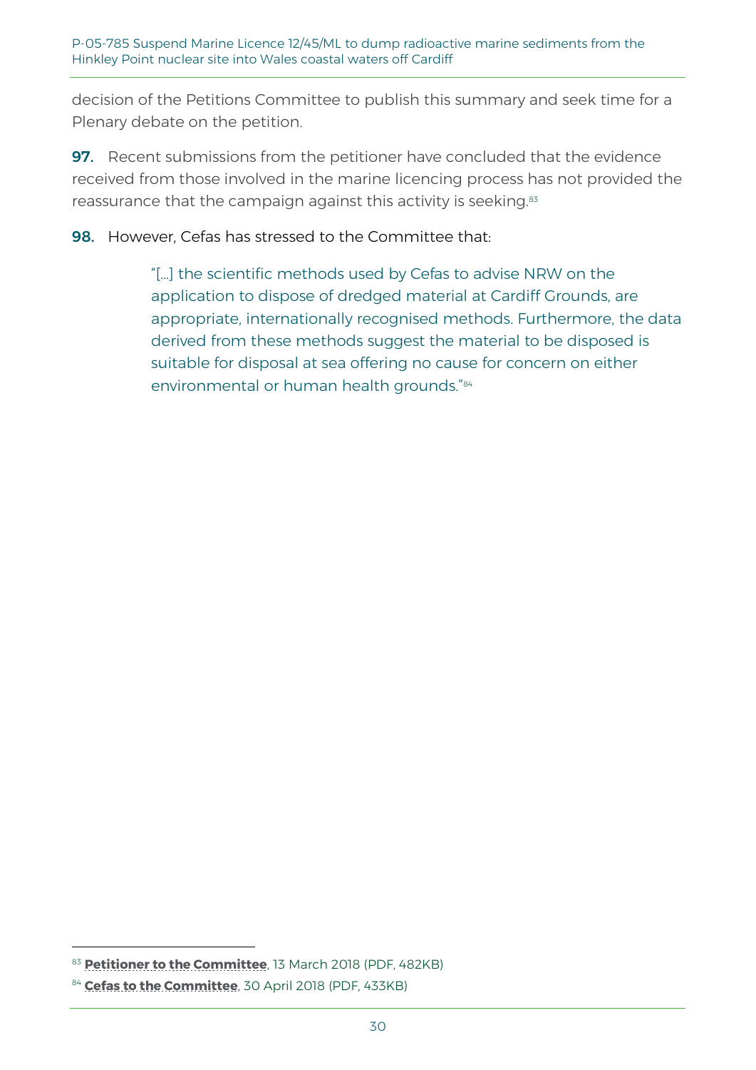decision of the Petitions Committee to publish this summary and seek time for a Plenary debate on the petition.

**97.** Recent submissions from the petitioner have concluded that the evidence received from those involved in the marine licencing process has not provided the reassurance that the campaign against this activity is seeking.[83]

**98.** However, Cefas has stressed to the Committee that:

> "[…] the scientific methods used by Cefas to advise NRW on the application to dispose of dredged material at Cardiff Grounds, are appropriate, internationally recognised methods. Furthermore, the data derived from these methods suggest the material to be disposed is suitable for disposal at sea offering no cause for concern on either environmental or human health grounds."[84]

---

[83] **Petitioner to the Committee**, 13 March 2018 (PDF, 482KB)

[84] **Cefas to the Committee**, 30 April 2018 (PDF, 433KB)